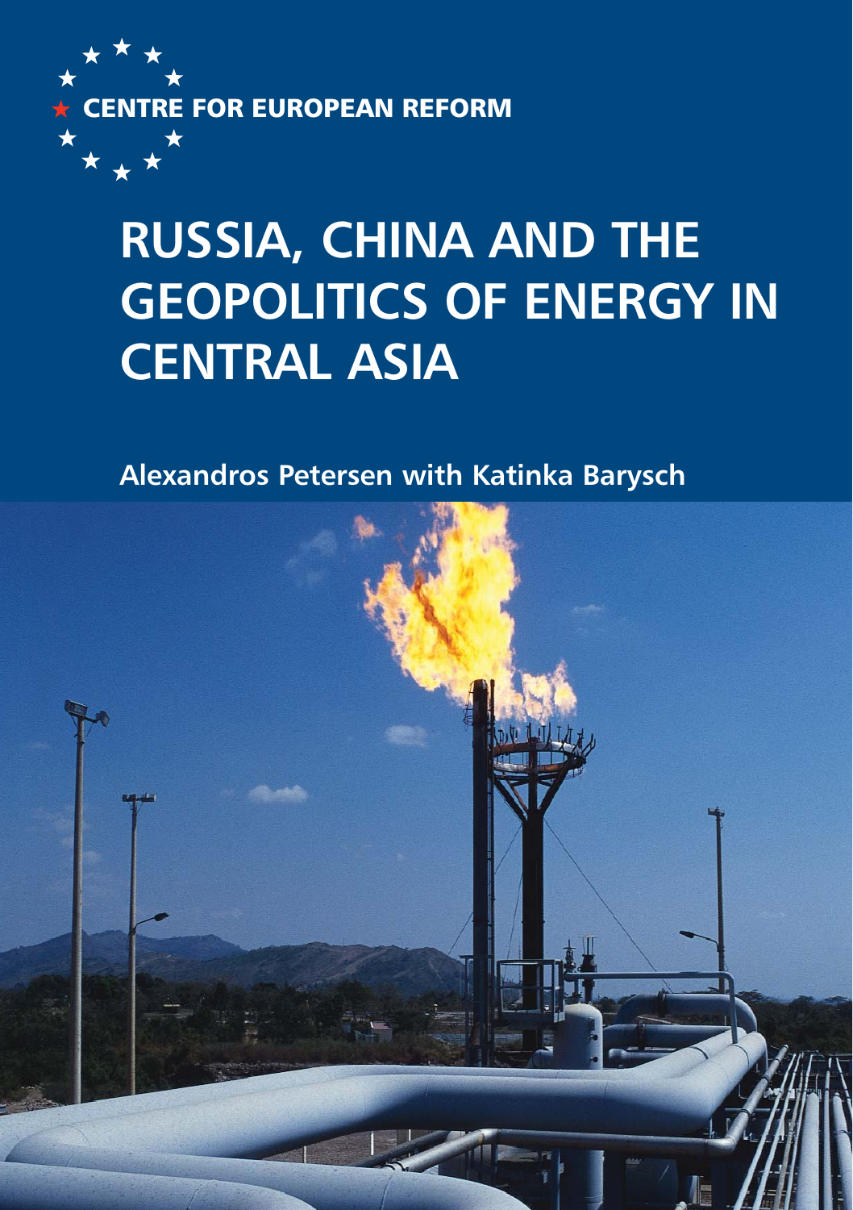CENTRE FOR EUROPEAN REFORM

# RUSSIA, CHINA AND THE GEOPOLITICS OF ENERGY IN CENTRAL ASIA

**Alexandros Petersen with Katinka Barysch**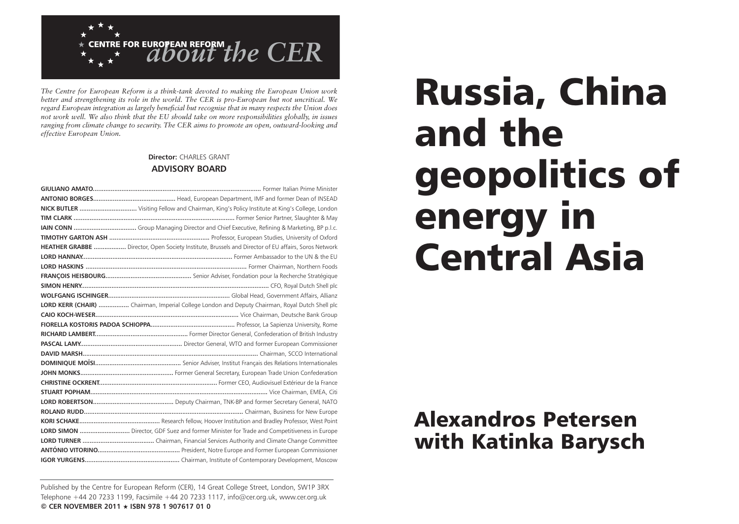# about the CER

CENTRE FOR EUROPEAN REFORM

*The Centre for European Reform is a think-tank devoted to making the European Union work better and strengthening its role in the world. The CER is pro-European but not uncritical. We regard European integration as largely beneficial but recognise that in many respects the Union does not work well. We also think that the EU should take on more responsibilities globally, in issues ranging from climate change to security. The CER aims to promote an open, outward-looking and effective European Union.*

**Director:** CHARLES GRANT

**ADVISORY BOARD**

**GIULIANO AMATO**............................................ Former Italian Prime Minister
**ANTONIO BORGES**............................................ Head, European Department, IMF and former Dean of INSEAD
**NICK BUTLER** ............................................ Visiting Fellow and Chairman, King's Policy Institute at King's College, London
**TIM CLARK** ............................................ Former Senior Partner, Slaughter & May
**IAIN CONN** ............................................ Group Managing Director and Chief Executive, Refining & Marketing, BP p.l.c.
**TIMOTHY GARTON ASH** ............................................ Professor, European Studies, University of Oxford
**HEATHER GRABBE** ............................................ Director, Open Society Institute, Brussels and Director of EU affairs, Soros Network
**LORD HANNAY**............................................ Former Ambassador to the UN & the EU
**LORD HASKINS** ............................................ Former Chairman, Northern Foods
**FRANÇOIS HEISBOURG**............................................ Senior Adviser, Fondation pour la Recherche Stratégique
**SIMON HENRY**............................................ CFO, Royal Dutch Shell plc
**WOLFGANG ISCHINGER**............................................ Global Head, Government Affairs, Allianz
**LORD KERR (CHAIR)** ............................................ Chairman, Imperial College London and Deputy Chairman, Royal Dutch Shell plc
**CAIO KOCH-WESER**............................................ Vice Chairman, Deutsche Bank Group
**FIORELLA KOSTORIS PADOA SCHIOPPA**............................................ Professor, La Sapienza University, Rome
**RICHARD LAMBERT**............................................ Former Director General, Confederation of British Industry
**PASCAL LAMY**............................................ Director General, WTO and former European Commissioner
**DAVID MARSH**............................................ Chairman, SCCO International
**DOMINIQUE MOÏSI**............................................ Senior Adviser, Institut Français des Relations Internationales
**JOHN MONKS**............................................ Former General Secretary, European Trade Union Confederation
**CHRISTINE OCKRENT**............................................ Former CEO, Audiovisuel Extérieur de la France
**STUART POPHAM**............................................ Vice Chairman, EMEA, Citi
**LORD ROBERTSON**............................................ Deputy Chairman, TNK-BP and former Secretary General, NATO
**ROLAND RUDD**............................................ Chairman, Business for New Europe
**KORI SCHAKE**............................................ Research fellow, Hoover Institution and Bradley Professor, West Point
**LORD SIMON** ............................................ Director, GDF Suez and former Minister for Trade and Competitiveness in Europe
**LORD TURNER** ............................................ Chairman, Financial Services Authority and Climate Change Committee
**ANTÓNIO VITORINO**............................................ President, Notre Europe and Former European Commissioner
**IGOR YURGENS**............................................ Chairman, Institute of Contemporary Development, Moscow

Published by the Centre for European Reform (CER), 14 Great College Street, London, SW1P 3RX
Telephone +44 20 7233 1199, Facsimile +44 20 7233 1117, info@cer.org.uk, www.cer.org.uk
**© CER NOVEMBER 2011 ★ ISBN 978 1 907617 01 0**

# Russia, China and the geopolitics of energy in Central Asia

## Alexandros Petersen with Katinka Barysch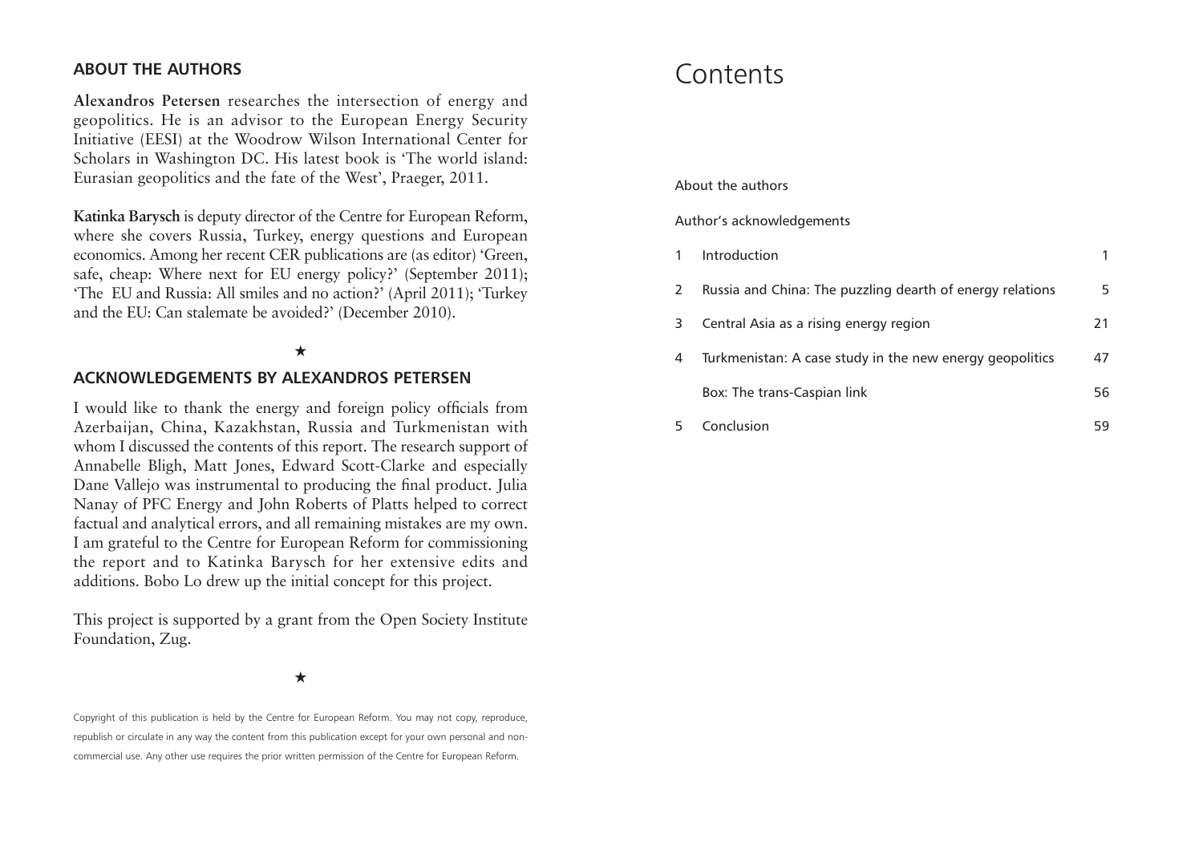## ABOUT THE AUTHORS

**Alexandros Petersen** researches the intersection of energy and geopolitics. He is an advisor to the European Energy Security Initiative (EESI) at the Woodrow Wilson International Center for Scholars in Washington DC. His latest book is 'The world island: Eurasian geopolitics and the fate of the West', Praeger, 2011.

**Katinka Barysch** is deputy director of the Centre for European Reform, where she covers Russia, Turkey, energy questions and European economics. Among her recent CER publications are (as editor) 'Green, safe, cheap: Where next for EU energy policy?' (September 2011); 'The EU and Russia: All smiles and no action?' (April 2011); 'Turkey and the EU: Can stalemate be avoided?' (December 2010).

★

## ACKNOWLEDGEMENTS BY ALEXANDROS PETERSEN

I would like to thank the energy and foreign policy officials from Azerbaijan, China, Kazakhstan, Russia and Turkmenistan with whom I discussed the contents of this report. The research support of Annabelle Bligh, Matt Jones, Edward Scott-Clarke and especially Dane Vallejo was instrumental to producing the final product. Julia Nanay of PFC Energy and John Roberts of Platts helped to correct factual and analytical errors, and all remaining mistakes are my own. I am grateful to the Centre for European Reform for commissioning the report and to Katinka Barysch for her extensive edits and additions. Bobo Lo drew up the initial concept for this project.

This project is supported by a grant from the Open Society Institute Foundation, Zug.

★

Copyright of this publication is held by the Centre for European Reform. You may not copy, reproduce, republish or circulate in any way the content from this publication except for your own personal and non-commercial use. Any other use requires the prior written permission of the Centre for European Reform.

# Contents

About the authors

Author's acknowledgements

| | | |
|---|---|---|
| 1 | Introduction | 1 |
| 2 | Russia and China: The puzzling dearth of energy relations | 5 |
| 3 | Central Asia as a rising energy region | 21 |
| 4 | Turkmenistan: A case study in the new energy geopolitics | 47 |
| | Box: The trans-Caspian link | 56 |
| 5 | Conclusion | 59 |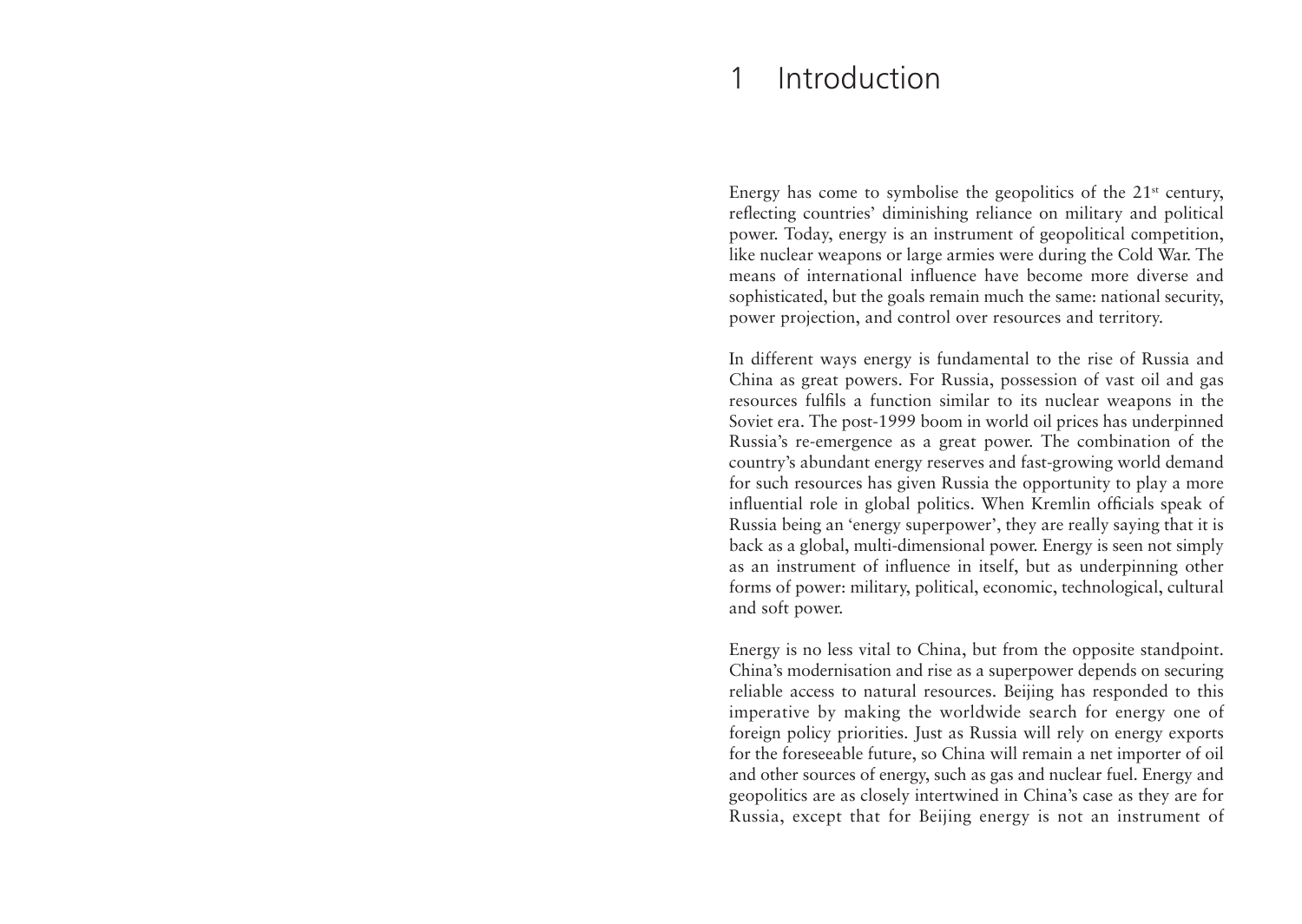# 1 Introduction

Energy has come to symbolise the geopolitics of the 21st century, reflecting countries' diminishing reliance on military and political power. Today, energy is an instrument of geopolitical competition, like nuclear weapons or large armies were during the Cold War. The means of international influence have become more diverse and sophisticated, but the goals remain much the same: national security, power projection, and control over resources and territory.

In different ways energy is fundamental to the rise of Russia and China as great powers. For Russia, possession of vast oil and gas resources fulfils a function similar to its nuclear weapons in the Soviet era. The post-1999 boom in world oil prices has underpinned Russia's re-emergence as a great power. The combination of the country's abundant energy reserves and fast-growing world demand for such resources has given Russia the opportunity to play a more influential role in global politics. When Kremlin officials speak of Russia being an 'energy superpower', they are really saying that it is back as a global, multi-dimensional power. Energy is seen not simply as an instrument of influence in itself, but as underpinning other forms of power: military, political, economic, technological, cultural and soft power.

Energy is no less vital to China, but from the opposite standpoint. China's modernisation and rise as a superpower depends on securing reliable access to natural resources. Beijing has responded to this imperative by making the worldwide search for energy one of foreign policy priorities. Just as Russia will rely on energy exports for the foreseeable future, so China will remain a net importer of oil and other sources of energy, such as gas and nuclear fuel. Energy and geopolitics are as closely intertwined in China's case as they are for Russia, except that for Beijing energy is not an instrument of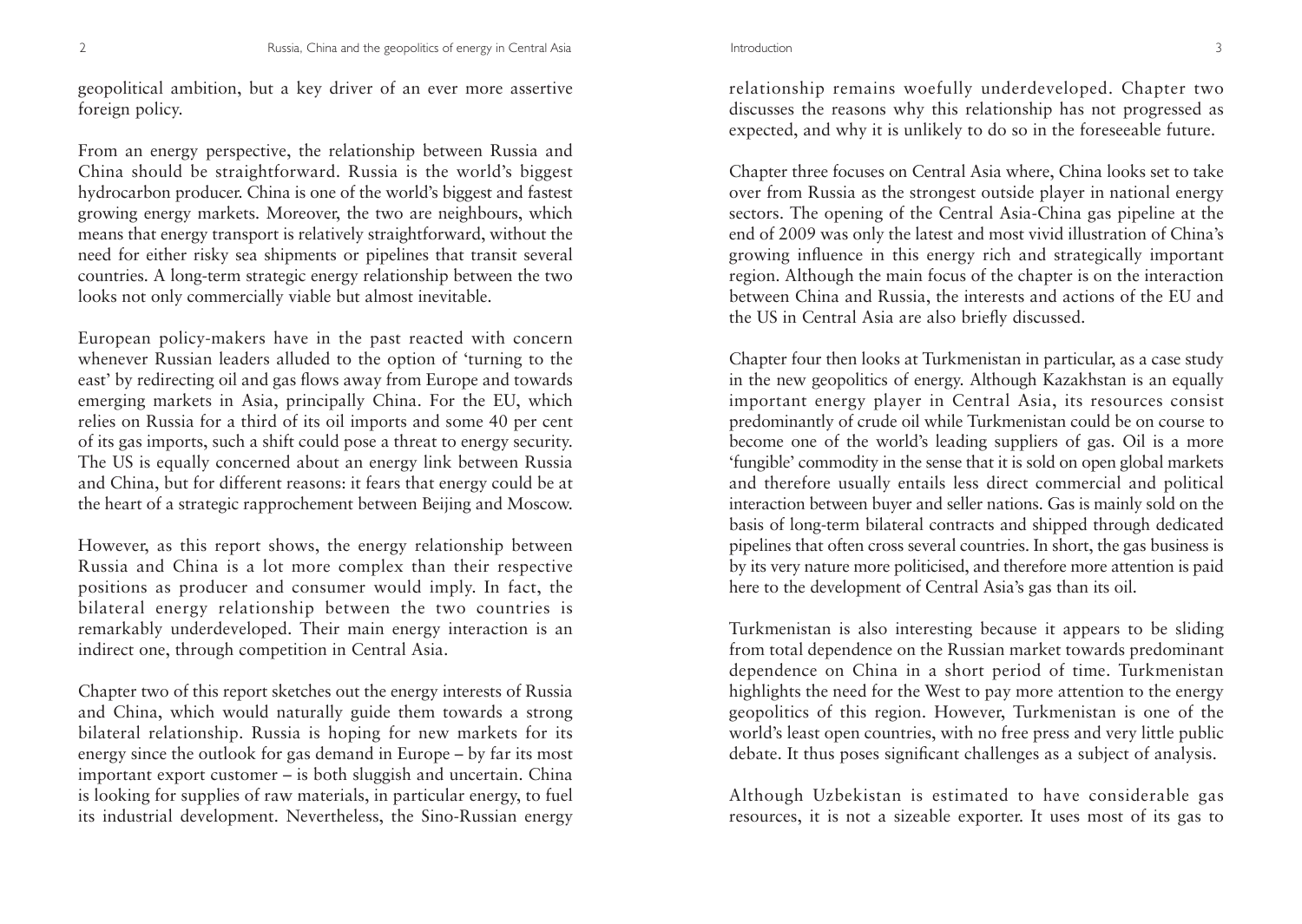geopolitical ambition, but a key driver of an ever more assertive foreign policy.

From an energy perspective, the relationship between Russia and China should be straightforward. Russia is the world's biggest hydrocarbon producer. China is one of the world's biggest and fastest growing energy markets. Moreover, the two are neighbours, which means that energy transport is relatively straightforward, without the need for either risky sea shipments or pipelines that transit several countries. A long-term strategic energy relationship between the two looks not only commercially viable but almost inevitable.

European policy-makers have in the past reacted with concern whenever Russian leaders alluded to the option of 'turning to the east' by redirecting oil and gas flows away from Europe and towards emerging markets in Asia, principally China. For the EU, which relies on Russia for a third of its oil imports and some 40 per cent of its gas imports, such a shift could pose a threat to energy security. The US is equally concerned about an energy link between Russia and China, but for different reasons: it fears that energy could be at the heart of a strategic rapprochement between Beijing and Moscow.

However, as this report shows, the energy relationship between Russia and China is a lot more complex than their respective positions as producer and consumer would imply. In fact, the bilateral energy relationship between the two countries is remarkably underdeveloped. Their main energy interaction is an indirect one, through competition in Central Asia.

Chapter two of this report sketches out the energy interests of Russia and China, which would naturally guide them towards a strong bilateral relationship. Russia is hoping for new markets for its energy since the outlook for gas demand in Europe – by far its most important export customer – is both sluggish and uncertain. China is looking for supplies of raw materials, in particular energy, to fuel its industrial development. Nevertheless, the Sino-Russian energy relationship remains woefully underdeveloped. Chapter two discusses the reasons why this relationship has not progressed as expected, and why it is unlikely to do so in the foreseeable future.

Chapter three focuses on Central Asia where, China looks set to take over from Russia as the strongest outside player in national energy sectors. The opening of the Central Asia-China gas pipeline at the end of 2009 was only the latest and most vivid illustration of China's growing influence in this energy rich and strategically important region. Although the main focus of the chapter is on the interaction between China and Russia, the interests and actions of the EU and the US in Central Asia are also briefly discussed.

Chapter four then looks at Turkmenistan in particular, as a case study in the new geopolitics of energy. Although Kazakhstan is an equally important energy player in Central Asia, its resources consist predominantly of crude oil while Turkmenistan could be on course to become one of the world's leading suppliers of gas. Oil is a more 'fungible' commodity in the sense that it is sold on open global markets and therefore usually entails less direct commercial and political interaction between buyer and seller nations. Gas is mainly sold on the basis of long-term bilateral contracts and shipped through dedicated pipelines that often cross several countries. In short, the gas business is by its very nature more politicised, and therefore more attention is paid here to the development of Central Asia's gas than its oil.

Turkmenistan is also interesting because it appears to be sliding from total dependence on the Russian market towards predominant dependence on China in a short period of time. Turkmenistan highlights the need for the West to pay more attention to the energy geopolitics of this region. However, Turkmenistan is one of the world's least open countries, with no free press and very little public debate. It thus poses significant challenges as a subject of analysis.

Although Uzbekistan is estimated to have considerable gas resources, it is not a sizeable exporter. It uses most of its gas to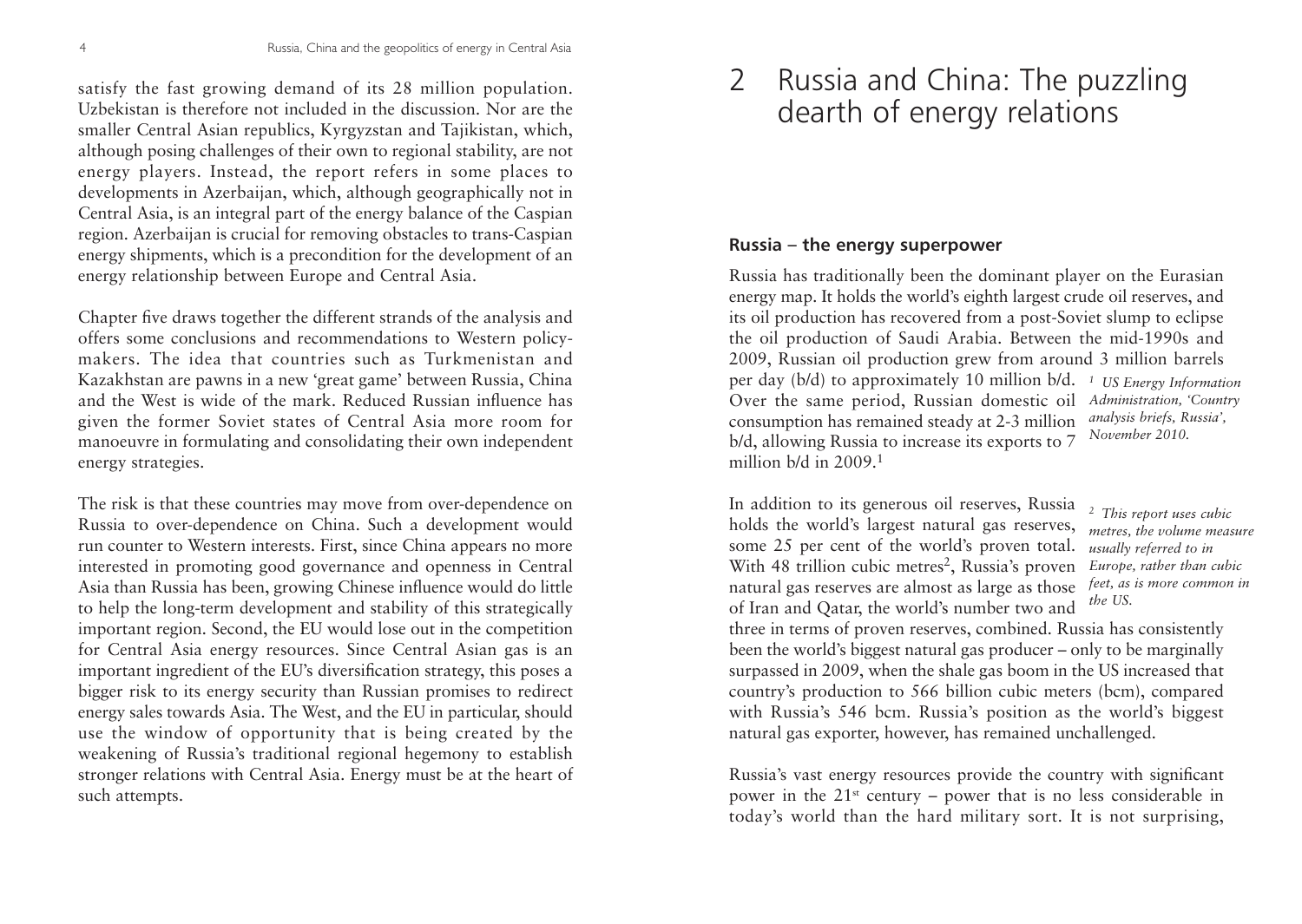satisfy the fast growing demand of its 28 million population. Uzbekistan is therefore not included in the discussion. Nor are the smaller Central Asian republics, Kyrgyzstan and Tajikistan, which, although posing challenges of their own to regional stability, are not energy players. Instead, the report refers in some places to developments in Azerbaijan, which, although geographically not in Central Asia, is an integral part of the energy balance of the Caspian region. Azerbaijan is crucial for removing obstacles to trans-Caspian energy shipments, which is a precondition for the development of an energy relationship between Europe and Central Asia.

Chapter five draws together the different strands of the analysis and offers some conclusions and recommendations to Western policy-makers. The idea that countries such as Turkmenistan and Kazakhstan are pawns in a new 'great game' between Russia, China and the West is wide of the mark. Reduced Russian influence has given the former Soviet states of Central Asia more room for manoeuvre in formulating and consolidating their own independent energy strategies.

The risk is that these countries may move from over-dependence on Russia to over-dependence on China. Such a development would run counter to Western interests. First, since China appears no more interested in promoting good governance and openness in Central Asia than Russia has been, growing Chinese influence would do little to help the long-term development and stability of this strategically important region. Second, the EU would lose out in the competition for Central Asia energy resources. Since Central Asian gas is an important ingredient of the EU's diversification strategy, this poses a bigger risk to its energy security than Russian promises to redirect energy sales towards Asia. The West, and the EU in particular, should use the window of opportunity that is being created by the weakening of Russia's traditional regional hegemony to establish stronger relations with Central Asia. Energy must be at the heart of such attempts.

# 2 Russia and China: The puzzling dearth of energy relations

## Russia – the energy superpower

Russia has traditionally been the dominant player on the Eurasian energy map. It holds the world's eighth largest crude oil reserves, and its oil production has recovered from a post-Soviet slump to eclipse the oil production of Saudi Arabia. Between the mid-1990s and 2009, Russian oil production grew from around 3 million barrels per day (b/d) to approximately 10 million b/d. Over the same period, Russian domestic oil consumption has remained steady at 2-3 million b/d, allowing Russia to increase its exports to 7 million b/d in 2009.[1]

In addition to its generous oil reserves, Russia holds the world's largest natural gas reserves, some 25 per cent of the world's proven total. With 48 trillion cubic metres[2], Russia's proven natural gas reserves are almost as large as those of Iran and Qatar, the world's number two and three in terms of proven reserves, combined. Russia has consistently been the world's biggest natural gas producer – only to be marginally surpassed in 2009, when the shale gas boom in the US increased that country's production to 566 billion cubic meters (bcm), compared with Russia's 546 bcm. Russia's position as the world's biggest natural gas exporter, however, has remained unchallenged.

Russia's vast energy resources provide the country with significant power in the 21st century – power that is no less considerable in today's world than the hard military sort. It is not surprising,

*[1] US Energy Information Administration, 'Country analysis briefs, Russia', November 2010.*

*[2] This report uses cubic metres, the volume measure usually referred to in Europe, rather than cubic feet, as is more common in the US.*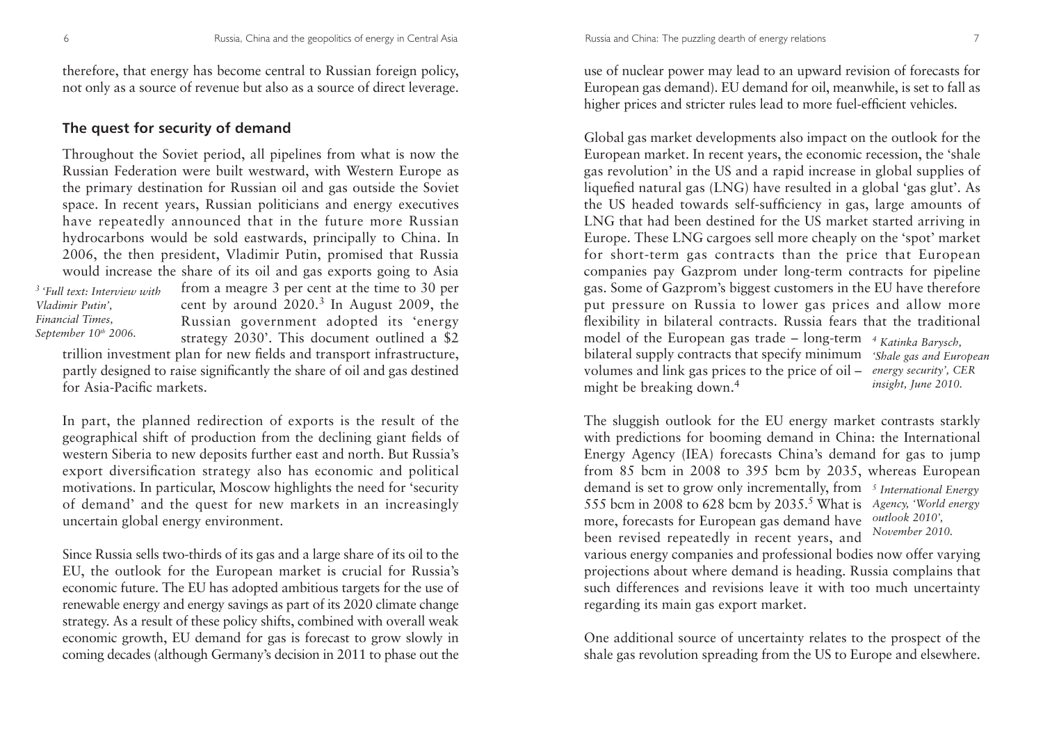therefore, that energy has become central to Russian foreign policy, not only as a source of revenue but also as a source of direct leverage.

## The quest for security of demand

Throughout the Soviet period, all pipelines from what is now the Russian Federation were built westward, with Western Europe as the primary destination for Russian oil and gas outside the Soviet space. In recent years, Russian politicians and energy executives have repeatedly announced that in the future more Russian hydrocarbons would be sold eastwards, principally to China. In 2006, the then president, Vladimir Putin, promised that Russia would increase the share of its oil and gas exports going to Asia from a meagre 3 per cent at the time to 30 per cent by around 2020.[3] In August 2009, the Russian government adopted its 'energy strategy 2030'. This document outlined a $2 trillion investment plan for new fields and transport infrastructure, partly designed to raise significantly the share of oil and gas destined for Asia-Pacific markets.

[3] *'Full text: Interview with Vladimir Putin', Financial Times, September 10th 2006.*

In part, the planned redirection of exports is the result of the geographical shift of production from the declining giant fields of western Siberia to new deposits further east and north. But Russia's export diversification strategy also has economic and political motivations. In particular, Moscow highlights the need for 'security of demand' and the quest for new markets in an increasingly uncertain global energy environment.

Since Russia sells two-thirds of its gas and a large share of its oil to the EU, the outlook for the European market is crucial for Russia's economic future. The EU has adopted ambitious targets for the use of renewable energy and energy savings as part of its 2020 climate change strategy. As a result of these policy shifts, combined with overall weak economic growth, EU demand for gas is forecast to grow slowly in coming decades (although Germany's decision in 2011 to phase out the use of nuclear power may lead to an upward revision of forecasts for European gas demand). EU demand for oil, meanwhile, is set to fall as higher prices and stricter rules lead to more fuel-efficient vehicles.

Global gas market developments also impact on the outlook for the European market. In recent years, the economic recession, the 'shale gas revolution' in the US and a rapid increase in global supplies of liquefied natural gas (LNG) have resulted in a global 'gas glut'. As the US headed towards self-sufficiency in gas, large amounts of LNG that had been destined for the US market started arriving in Europe. These LNG cargoes sell more cheaply on the 'spot' market for short-term gas contracts than the price that European companies pay Gazprom under long-term contracts for pipeline gas. Some of Gazprom's biggest customers in the EU have therefore put pressure on Russia to lower gas prices and allow more flexibility in bilateral contracts. Russia fears that the traditional model of the European gas trade – long-term bilateral supply contracts that specify minimum volumes and link gas prices to the price of oil – might be breaking down.[4]

[4] *Katinka Barysch, 'Shale gas and European energy security', CER insight, June 2010.*

The sluggish outlook for the EU energy market contrasts starkly with predictions for booming demand in China: the International Energy Agency (IEA) forecasts China's demand for gas to jump from 85 bcm in 2008 to 395 bcm by 2035, whereas European demand is set to grow only incrementally, from 555 bcm in 2008 to 628 bcm by 2035.[5] What is more, forecasts for European gas demand have been revised repeatedly in recent years, and various energy companies and professional bodies now offer varying projections about where demand is heading. Russia complains that such differences and revisions leave it with too much uncertainty regarding its main gas export market.

[5] *International Energy Agency, 'World energy outlook 2010', November 2010.*

One additional source of uncertainty relates to the prospect of the shale gas revolution spreading from the US to Europe and elsewhere.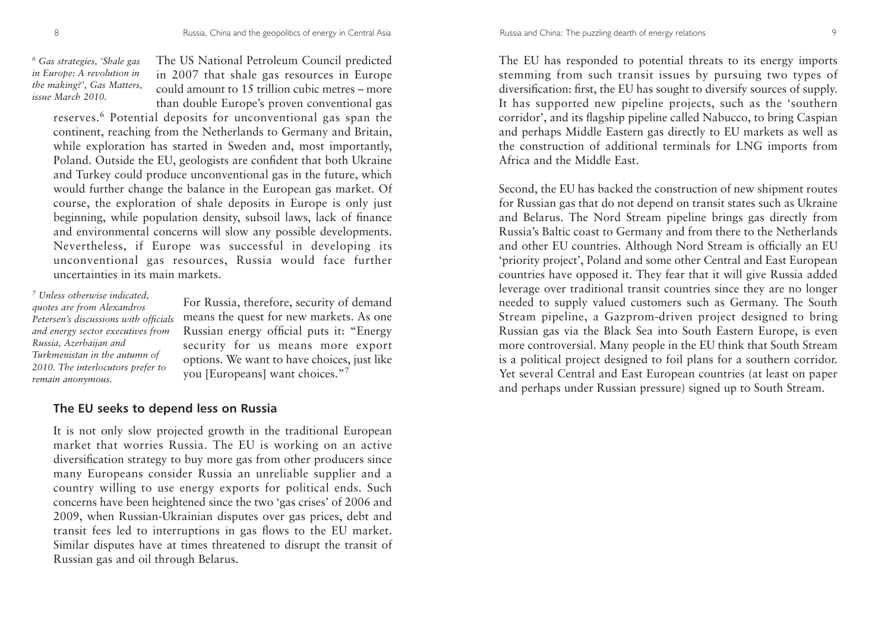The US National Petroleum Council predicted in 2007 that shale gas resources in Europe could amount to 15 trillion cubic metres – more than double Europe's proven conventional gas reserves.[6] Potential deposits for unconventional gas span the continent, reaching from the Netherlands to Germany and Britain, while exploration has started in Sweden and, most importantly, Poland. Outside the EU, geologists are confident that both Ukraine and Turkey could produce unconventional gas in the future, which would further change the balance in the European gas market. Of course, the exploration of shale deposits in Europe is only just beginning, while population density, subsoil laws, lack of finance and environmental concerns will slow any possible developments. Nevertheless, if Europe was successful in developing its unconventional gas resources, Russia would face further uncertainties in its main markets.

[6] *Gas strategies, 'Shale gas in Europe: A revolution in the making?', Gas Matters, issue March 2010.*

For Russia, therefore, security of demand means the quest for new markets. As one Russian energy official puts it: "Energy security for us means more export options. We want to have choices, just like you [Europeans] want choices."[7]

[7] *Unless otherwise indicated, quotes are from Alexandros Petersen's discussions with officials and energy sector executives from Russia, Azerbaijan and Turkmenistan in the autumn of 2010. The interlocutors prefer to remain anonymous.*

## The EU seeks to depend less on Russia

It is not only slow projected growth in the traditional European market that worries Russia. The EU is working on an active diversification strategy to buy more gas from other producers since many Europeans consider Russia an unreliable supplier and a country willing to use energy exports for political ends. Such concerns have been heightened since the two 'gas crises' of 2006 and 2009, when Russian-Ukrainian disputes over gas prices, debt and transit fees led to interruptions in gas flows to the EU market. Similar disputes have at times threatened to disrupt the transit of Russian gas and oil through Belarus.

The EU has responded to potential threats to its energy imports stemming from such transit issues by pursuing two types of diversification: first, the EU has sought to diversify sources of supply. It has supported new pipeline projects, such as the 'southern corridor', and its flagship pipeline called Nabucco, to bring Caspian and perhaps Middle Eastern gas directly to EU markets as well as the construction of additional terminals for LNG imports from Africa and the Middle East.

Second, the EU has backed the construction of new shipment routes for Russian gas that do not depend on transit states such as Ukraine and Belarus. The Nord Stream pipeline brings gas directly from Russia's Baltic coast to Germany and from there to the Netherlands and other EU countries. Although Nord Stream is officially an EU 'priority project', Poland and some other Central and East European countries have opposed it. They fear that it will give Russia added leverage over traditional transit countries since they are no longer needed to supply valued customers such as Germany. The South Stream pipeline, a Gazprom-driven project designed to bring Russian gas via the Black Sea into South Eastern Europe, is even more controversial. Many people in the EU think that South Stream is a political project designed to foil plans for a southern corridor. Yet several Central and East European countries (at least on paper and perhaps under Russian pressure) signed up to South Stream.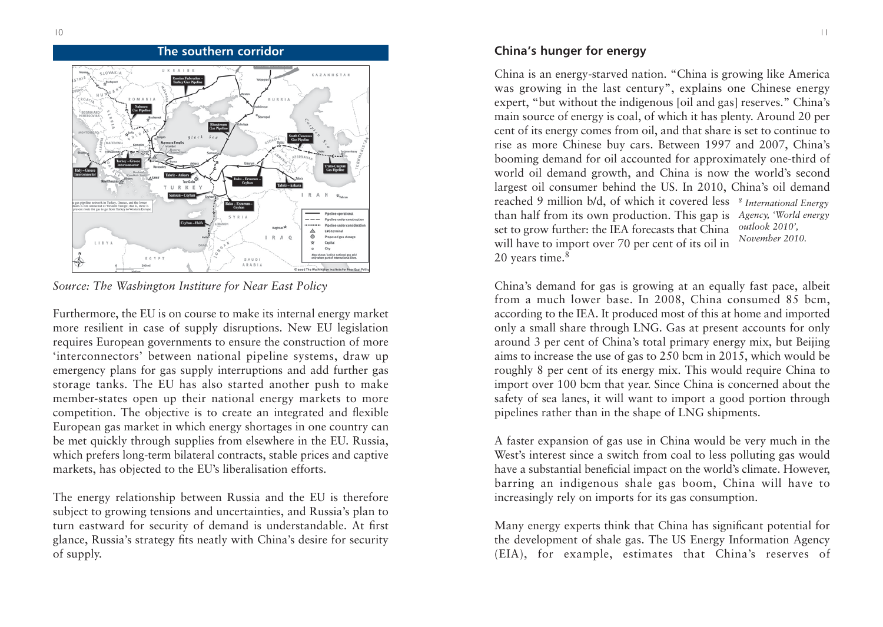## The southern corridor

*Source: The Washington Institute for Near East Policy*

Furthermore, the EU is on course to make its internal energy market more resilient in case of supply disruptions. New EU legislation requires European governments to ensure the construction of more 'interconnectors' between national pipeline systems, draw up emergency plans for gas supply interruptions and add further gas storage tanks. The EU has also started another push to make member-states open up their national energy markets to more competition. The objective is to create an integrated and flexible European gas market in which energy shortages in one country can be met quickly through supplies from elsewhere in the EU. Russia, which prefers long-term bilateral contracts, stable prices and captive markets, has objected to the EU's liberalisation efforts.

The energy relationship between Russia and the EU is therefore subject to growing tensions and uncertainties, and Russia's plan to turn eastward for security of demand is understandable. At first glance, Russia's strategy fits neatly with China's desire for security of supply.

### China's hunger for energy

China is an energy-starved nation. "China is growing like America was growing in the last century", explains one Chinese energy expert, "but without the indigenous [oil and gas] reserves." China's main source of energy is coal, of which it has plenty. Around 20 per cent of its energy comes from oil, and that share is set to continue to rise as more Chinese buy cars. Between 1997 and 2007, China's booming demand for oil accounted for approximately one-third of world oil demand growth, and China is now the world's second largest oil consumer behind the US. In 2010, China's oil demand reached 9 million b/d, of which it covered less than half from its own production. This gap is set to grow further: the IEA forecasts that China will have to import over 70 per cent of its oil in 20 years time.[8]

China's demand for gas is growing at an equally fast pace, albeit from a much lower base. In 2008, China consumed 85 bcm, according to the IEA. It produced most of this at home and imported only a small share through LNG. Gas at present accounts for only around 3 per cent of China's total primary energy mix, but Beijing aims to increase the use of gas to 250 bcm in 2015, which would be roughly 8 per cent of its energy mix. This would require China to import over 100 bcm that year. Since China is concerned about the safety of sea lanes, it will want to import a good portion through pipelines rather than in the shape of LNG shipments.

A faster expansion of gas use in China would be very much in the West's interest since a switch from coal to less polluting gas would have a substantial beneficial impact on the world's climate. However, barring an indigenous shale gas boom, China will have to increasingly rely on imports for its gas consumption.

Many energy experts think that China has significant potential for the development of shale gas. The US Energy Information Agency (EIA), for example, estimates that China's reserves of

[8] *International Energy Agency, 'World energy outlook 2010', November 2010.*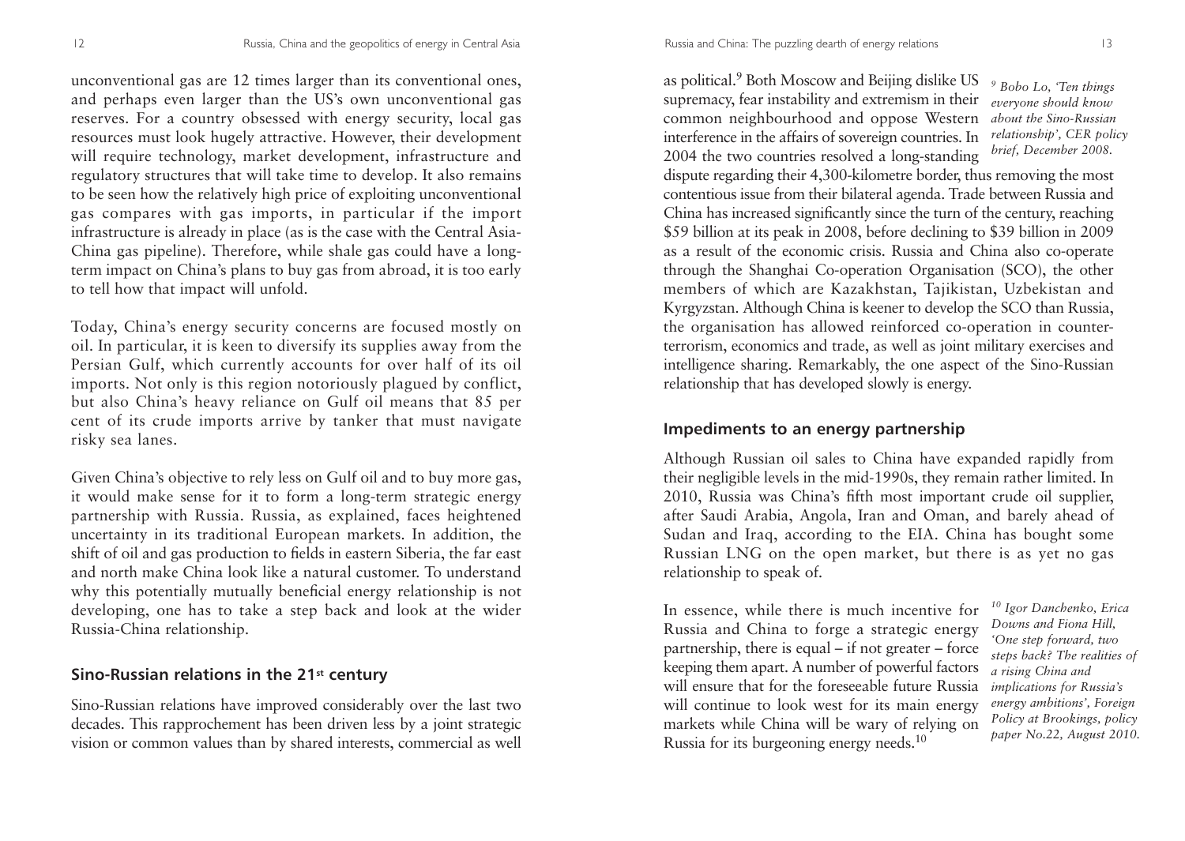unconventional gas are 12 times larger than its conventional ones, and perhaps even larger than the US's own unconventional gas reserves. For a country obsessed with energy security, local gas resources must look hugely attractive. However, their development will require technology, market development, infrastructure and regulatory structures that will take time to develop. It also remains to be seen how the relatively high price of exploiting unconventional gas compares with gas imports, in particular if the import infrastructure is already in place (as is the case with the Central Asia-China gas pipeline). Therefore, while shale gas could have a long-term impact on China's plans to buy gas from abroad, it is too early to tell how that impact will unfold.

Today, China's energy security concerns are focused mostly on oil. In particular, it is keen to diversify its supplies away from the Persian Gulf, which currently accounts for over half of its oil imports. Not only is this region notoriously plagued by conflict, but also China's heavy reliance on Gulf oil means that 85 per cent of its crude imports arrive by tanker that must navigate risky sea lanes.

Given China's objective to rely less on Gulf oil and to buy more gas, it would make sense for it to form a long-term strategic energy partnership with Russia. Russia, as explained, faces heightened uncertainty in its traditional European markets. In addition, the shift of oil and gas production to fields in eastern Siberia, the far east and north make China look like a natural customer. To understand why this potentially mutually beneficial energy relationship is not developing, one has to take a step back and look at the wider Russia-China relationship.

## Sino-Russian relations in the 21st century

Sino-Russian relations have improved considerably over the last two decades. This rapprochement has been driven less by a joint strategic vision or common values than by shared interests, commercial as well as political.[9] Both Moscow and Beijing dislike US supremacy, fear instability and extremism in their common neighbourhood and oppose Western interference in the affairs of sovereign countries. In 2004 the two countries resolved a long-standing dispute regarding their 4,300-kilometre border, thus removing the most contentious issue from their bilateral agenda. Trade between Russia and China has increased significantly since the turn of the century, reaching \$59 billion at its peak in 2008, before declining to \$39 billion in 2009 as a result of the economic crisis. Russia and China also co-operate through the Shanghai Co-operation Organisation (SCO), the other members of which are Kazakhstan, Tajikistan, Uzbekistan and Kyrgyzstan. Although China is keener to develop the SCO than Russia, the organisation has allowed reinforced co-operation in counter-terrorism, economics and trade, as well as joint military exercises and intelligence sharing. Remarkably, the one aspect of the Sino-Russian relationship that has developed slowly is energy.

*[9] Bobo Lo, 'Ten things everyone should know about the Sino-Russian relationship', CER policy brief, December 2008.*

## Impediments to an energy partnership

Although Russian oil sales to China have expanded rapidly from their negligible levels in the mid-1990s, they remain rather limited. In 2010, Russia was China's fifth most important crude oil supplier, after Saudi Arabia, Angola, Iran and Oman, and barely ahead of Sudan and Iraq, according to the EIA. China has bought some Russian LNG on the open market, but there is as yet no gas relationship to speak of.

In essence, while there is much incentive for Russia and China to forge a strategic energy partnership, there is equal – if not greater – force keeping them apart. A number of powerful factors will ensure that for the foreseeable future Russia will continue to look west for its main energy markets while China will be wary of relying on Russia for its burgeoning energy needs.[10]

*[10] Igor Danchenko, Erica Downs and Fiona Hill, 'One step forward, two steps back? The realities of a rising China and implications for Russia's energy ambitions', Foreign Policy at Brookings, policy paper No.22, August 2010.*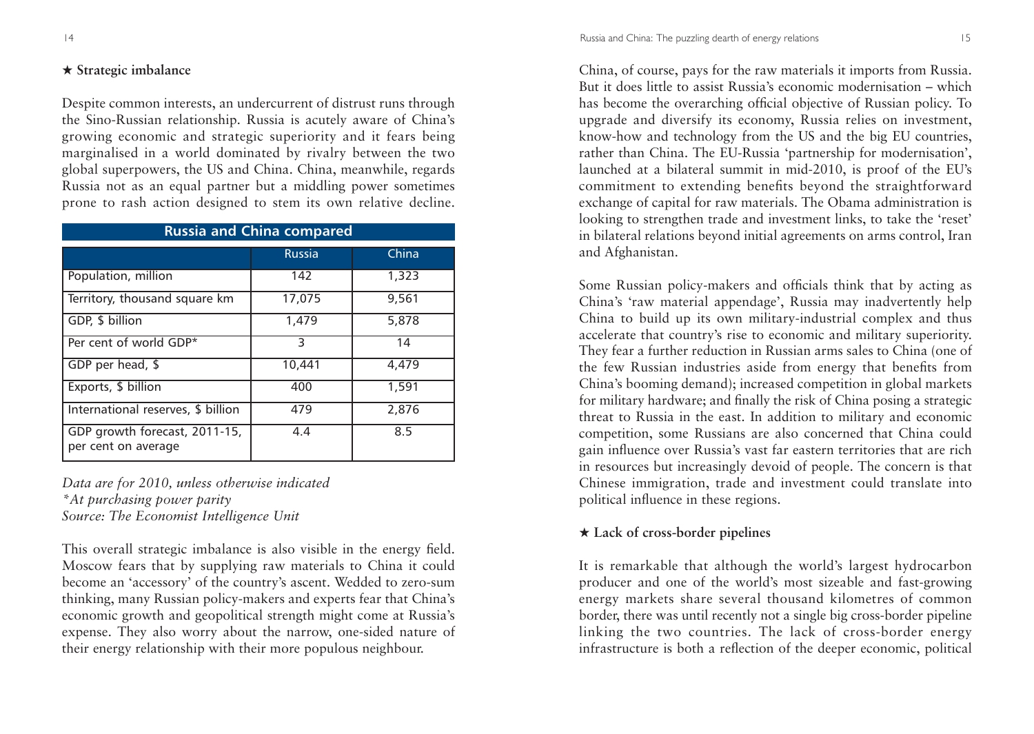### ★ Strategic imbalance

Despite common interests, an undercurrent of distrust runs through the Sino-Russian relationship. Russia is acutely aware of China's growing economic and strategic superiority and it fears being marginalised in a world dominated by rivalry between the two global superpowers, the US and China. China, meanwhile, regards Russia not as an equal partner but a middling power sometimes prone to rash action designed to stem its own relative decline.

**Russia and China compared**

| | Russia | China |
|---|---|---|
| Population, million | 142 | 1,323 |
| Territory, thousand square km | 17,075 | 9,561 |
| GDP, $ billion | 1,479 | 5,878 |
| Per cent of world GDP* | 3 | 14 |
| GDP per head, $ | 10,441 | 4,479 |
| Exports, $ billion | 400 | 1,591 |
| International reserves, $ billion | 479 | 2,876 |
| GDP growth forecast, 2011-15, per cent on average | 4.4 | 8.5 |

*Data are for 2010, unless otherwise indicated*
*\*At purchasing power parity*
*Source: The Economist Intelligence Unit*

This overall strategic imbalance is also visible in the energy field. Moscow fears that by supplying raw materials to China it could become an 'accessory' of the country's ascent. Wedded to zero-sum thinking, many Russian policy-makers and experts fear that China's economic growth and geopolitical strength might come at Russia's expense. They also worry about the narrow, one-sided nature of their energy relationship with their more populous neighbour.

China, of course, pays for the raw materials it imports from Russia. But it does little to assist Russia's economic modernisation – which has become the overarching official objective of Russian policy. To upgrade and diversify its economy, Russia relies on investment, know-how and technology from the US and the big EU countries, rather than China. The EU-Russia 'partnership for modernisation', launched at a bilateral summit in mid-2010, is proof of the EU's commitment to extending benefits beyond the straightforward exchange of capital for raw materials. The Obama administration is looking to strengthen trade and investment links, to take the 'reset' in bilateral relations beyond initial agreements on arms control, Iran and Afghanistan.

Some Russian policy-makers and officials think that by acting as China's 'raw material appendage', Russia may inadvertently help China to build up its own military-industrial complex and thus accelerate that country's rise to economic and military superiority. They fear a further reduction in Russian arms sales to China (one of the few Russian industries aside from energy that benefits from China's booming demand); increased competition in global markets for military hardware; and finally the risk of China posing a strategic threat to Russia in the east. In addition to military and economic competition, some Russians are also concerned that China could gain influence over Russia's vast far eastern territories that are rich in resources but increasingly devoid of people. The concern is that Chinese immigration, trade and investment could translate into political influence in these regions.

### ★ Lack of cross-border pipelines

It is remarkable that although the world's largest hydrocarbon producer and one of the world's most sizeable and fast-growing energy markets share several thousand kilometres of common border, there was until recently not a single big cross-border pipeline linking the two countries. The lack of cross-border energy infrastructure is both a reflection of the deeper economic, political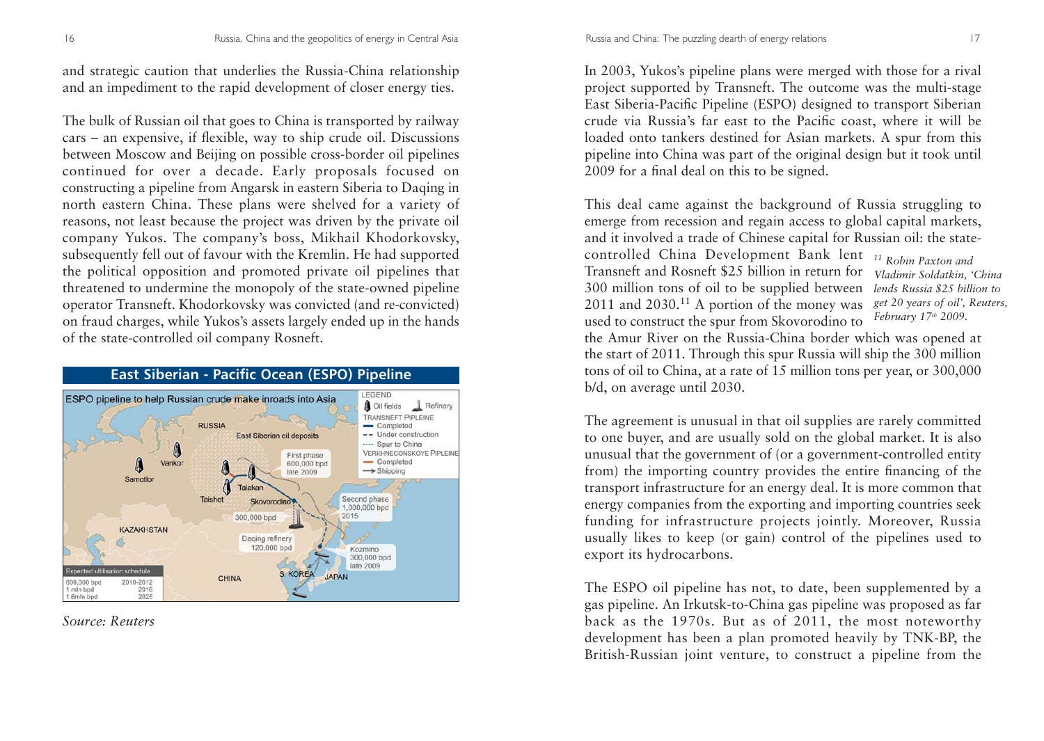and strategic caution that underlies the Russia-China relationship and an impediment to the rapid development of closer energy ties.

The bulk of Russian oil that goes to China is transported by railway cars – an expensive, if flexible, way to ship crude oil. Discussions between Moscow and Beijing on possible cross-border oil pipelines continued for over a decade. Early proposals focused on constructing a pipeline from Angarsk in eastern Siberia to Daqing in north eastern China. These plans were shelved for a variety of reasons, not least because the project was driven by the private oil company Yukos. The company's boss, Mikhail Khodorkovsky, subsequently fell out of favour with the Kremlin. He had supported the political opposition and promoted private oil pipelines that threatened to undermine the monopoly of the state-owned pipeline operator Transneft. Khodorkovsky was convicted (and re-convicted) on fraud charges, while Yukos's assets largely ended up in the hands of the state-controlled oil company Rosneft.

**East Siberian - Pacific Ocean (ESPO) Pipeline**

*Source: Reuters*

In 2003, Yukos's pipeline plans were merged with those for a rival project supported by Transneft. The outcome was the multi-stage East Siberia-Pacific Pipeline (ESPO) designed to transport Siberian crude via Russia's far east to the Pacific coast, where it will be loaded onto tankers destined for Asian markets. A spur from this pipeline into China was part of the original design but it took until 2009 for a final deal on this to be signed.

This deal came against the background of Russia struggling to emerge from recession and regain access to global capital markets, and it involved a trade of Chinese capital for Russian oil: the state-controlled China Development Bank lent Transneft and Rosneft $25 billion in return for 300 million tons of oil to be supplied between 2011 and 2030.[11] A portion of the money was used to construct the spur from Skovorodino to the Amur River on the Russia-China border which was opened at the start of 2011. Through this spur Russia will ship the 300 million tons of oil to China, at a rate of 15 million tons per year, or 300,000 b/d, on average until 2030.

[11] *Robin Paxton and Vladimir Soldatkin, 'China lends Russia $25 billion to get 20 years of oil', Reuters, February 17th 2009.*

The agreement is unusual in that oil supplies are rarely committed to one buyer, and are usually sold on the global market. It is also unusual that the government of (or a government-controlled entity from) the importing country provides the entire financing of the transport infrastructure for an energy deal. It is more common that energy companies from the exporting and importing countries seek funding for infrastructure projects jointly. Moreover, Russia usually likes to keep (or gain) control of the pipelines used to export its hydrocarbons.

The ESPO oil pipeline has not, to date, been supplemented by a gas pipeline. An Irkutsk-to-China gas pipeline was proposed as far back as the 1970s. But as of 2011, the most noteworthy development has been a plan promoted heavily by TNK-BP, the British-Russian joint venture, to construct a pipeline from the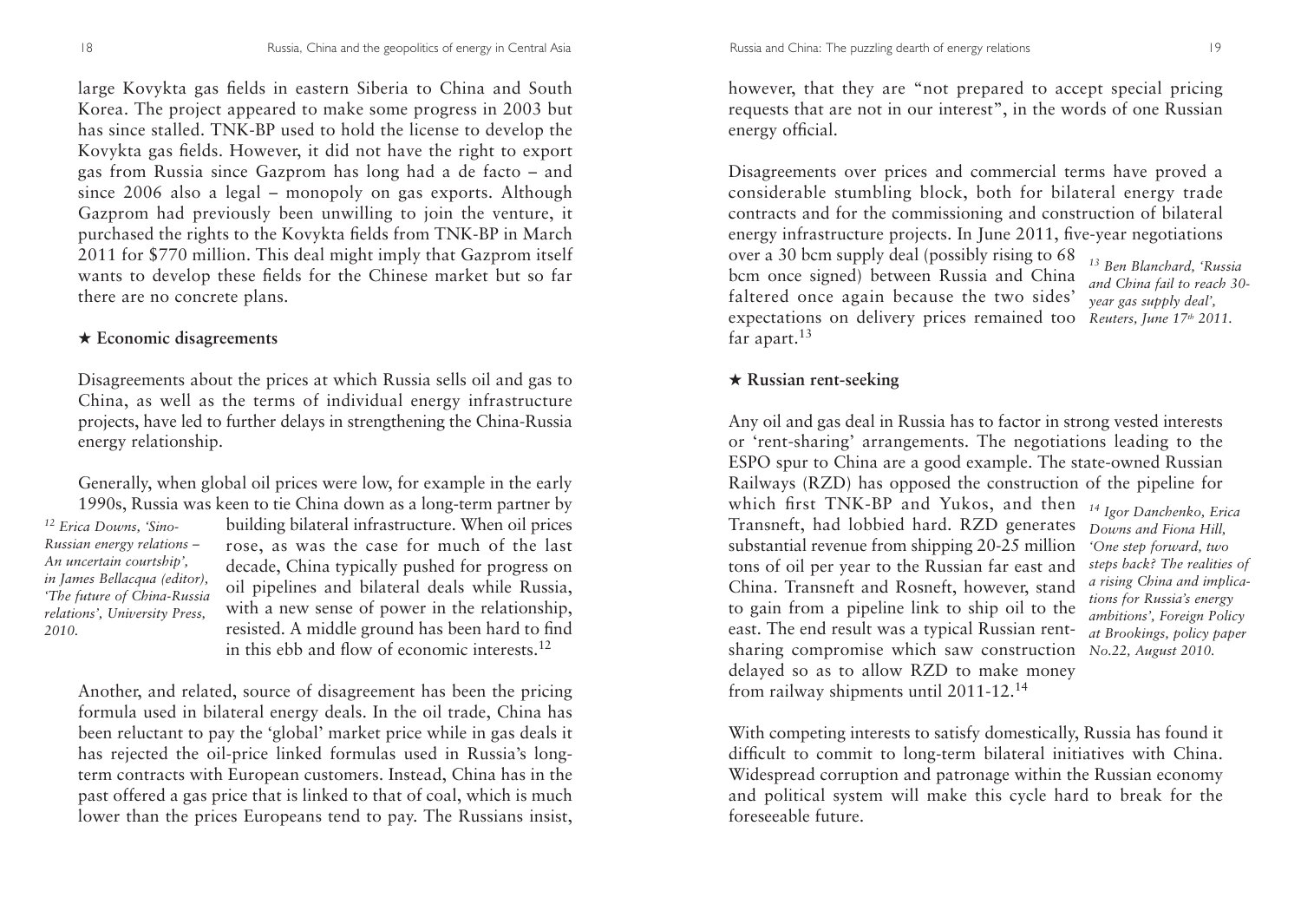large Kovykta gas fields in eastern Siberia to China and South Korea. The project appeared to make some progress in 2003 but has since stalled. TNK-BP used to hold the license to develop the Kovykta gas fields. However, it did not have the right to export gas from Russia since Gazprom has long had a de facto – and since 2006 also a legal – monopoly on gas exports. Although Gazprom had previously been unwilling to join the venture, it purchased the rights to the Kovykta fields from TNK-BP in March 2011 for $770 million. This deal might imply that Gazprom itself wants to develop these fields for the Chinese market but so far there are no concrete plans.

### ★ Economic disagreements

Disagreements about the prices at which Russia sells oil and gas to China, as well as the terms of individual energy infrastructure projects, have led to further delays in strengthening the China-Russia energy relationship.

Generally, when global oil prices were low, for example in the early 1990s, Russia was keen to tie China down as a long-term partner by building bilateral infrastructure. When oil prices rose, as was the case for much of the last decade, China typically pushed for progress on oil pipelines and bilateral deals while Russia, with a new sense of power in the relationship, resisted. A middle ground has been hard to find in this ebb and flow of economic interests.[12]

Another, and related, source of disagreement has been the pricing formula used in bilateral energy deals. In the oil trade, China has been reluctant to pay the 'global' market price while in gas deals it has rejected the oil-price linked formulas used in Russia's long-term contracts with European customers. Instead, China has in the past offered a gas price that is linked to that of coal, which is much lower than the prices Europeans tend to pay. The Russians insist, however, that they are "not prepared to accept special pricing requests that are not in our interest", in the words of one Russian energy official.

Disagreements over prices and commercial terms have proved a considerable stumbling block, both for bilateral energy trade contracts and for the commissioning and construction of bilateral energy infrastructure projects. In June 2011, five-year negotiations over a 30 bcm supply deal (possibly rising to 68 bcm once signed) between Russia and China faltered once again because the two sides' expectations on delivery prices remained too far apart.[13]

### ★ Russian rent-seeking

Any oil and gas deal in Russia has to factor in strong vested interests or 'rent-sharing' arrangements. The negotiations leading to the ESPO spur to China are a good example. The state-owned Russian Railways (RZD) has opposed the construction of the pipeline for which first TNK-BP and Yukos, and then Transneft, had lobbied hard. RZD generates substantial revenue from shipping 20-25 million tons of oil per year to the Russian far east and China. Transneft and Rosneft, however, stand to gain from a pipeline link to ship oil to the east. The end result was a typical Russian rent-sharing compromise which saw construction delayed so as to allow RZD to make money from railway shipments until 2011-12.[14]

With competing interests to satisfy domestically, Russia has found it difficult to commit to long-term bilateral initiatives with China. Widespread corruption and patronage within the Russian economy and political system will make this cycle hard to break for the foreseeable future.

---

[12] *Erica Downs, 'Sino-Russian energy relations – An uncertain courtship', in James Bellacqua (editor), 'The future of China-Russia relations', University Press, 2010.*

[13] *Ben Blanchard, 'Russia and China fail to reach 30-year gas supply deal', Reuters, June 17th 2011.*

[14] *Igor Danchenko, Erica Downs and Fiona Hill, 'One step forward, two steps back? The realities of a rising China and implications for Russia's energy ambitions', Foreign Policy at Brookings, policy paper No.22, August 2010.*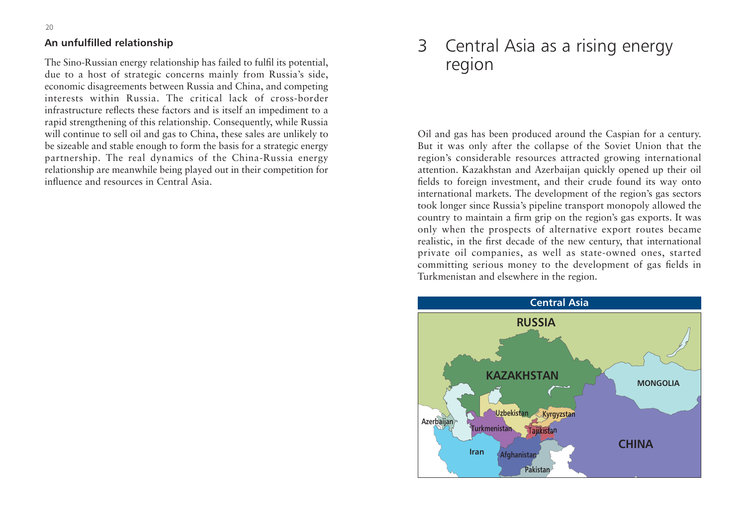### An unfulfilled relationship

The Sino-Russian energy relationship has failed to fulfil its potential, due to a host of strategic concerns mainly from Russia's side, economic disagreements between Russia and China, and competing interests within Russia. The critical lack of cross-border infrastructure reflects these factors and is itself an impediment to a rapid strengthening of this relationship. Consequently, while Russia will continue to sell oil and gas to China, these sales are unlikely to be sizeable and stable enough to form the basis for a strategic energy partnership. The real dynamics of the China-Russia energy relationship are meanwhile being played out in their competition for influence and resources in Central Asia.

# 3 Central Asia as a rising energy region

Oil and gas has been produced around the Caspian for a century. But it was only after the collapse of the Soviet Union that the region's considerable resources attracted growing international attention. Kazakhstan and Azerbaijan quickly opened up their oil fields to foreign investment, and their crude found its way onto international markets. The development of the region's gas sectors took longer since Russia's pipeline transport monopoly allowed the country to maintain a firm grip on the region's gas exports. It was only when the prospects of alternative export routes became realistic, in the first decade of the new century, that international private oil companies, as well as state-owned ones, started committing serious money to the development of gas fields in Turkmenistan and elsewhere in the region.

Central Asia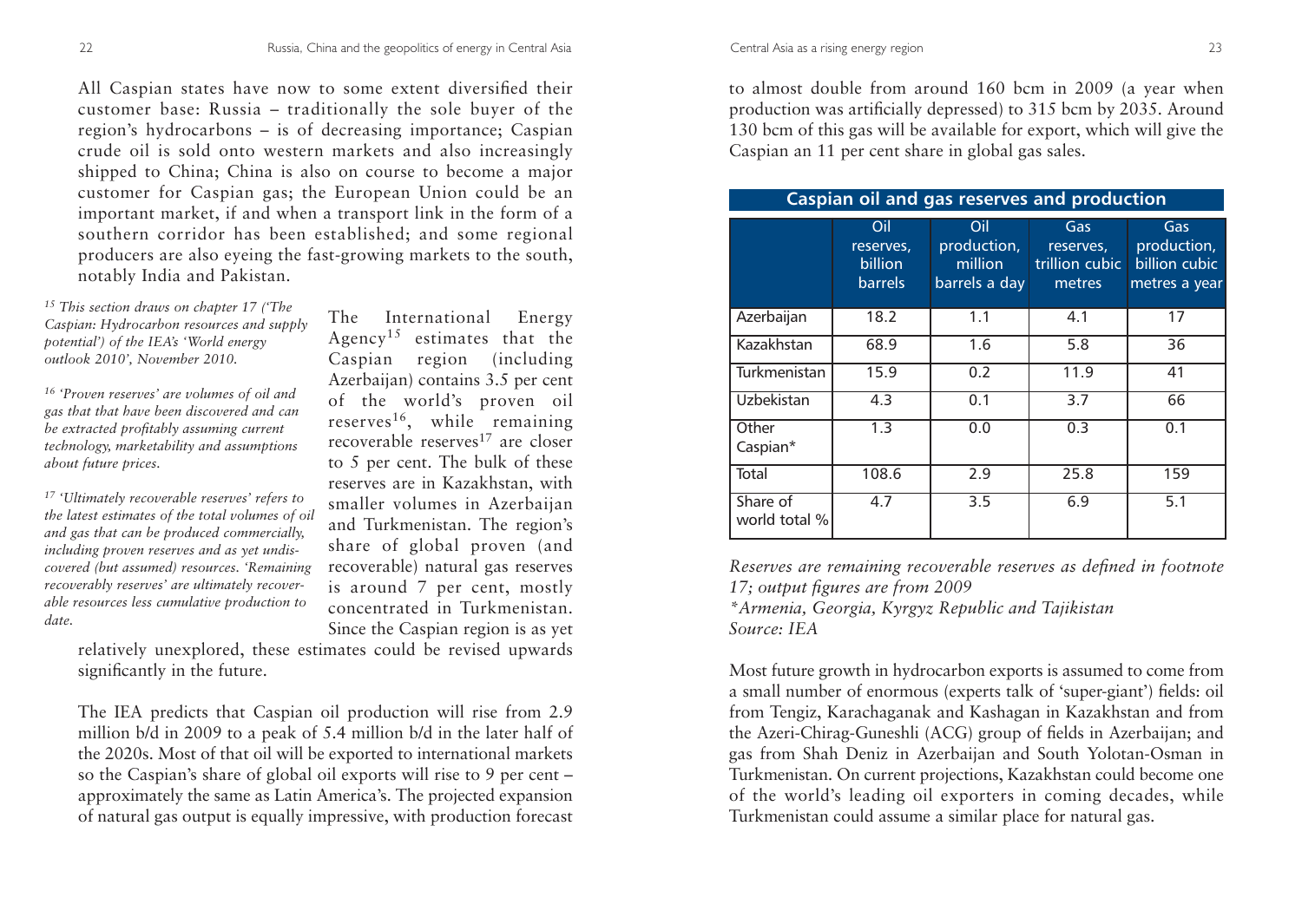All Caspian states have now to some extent diversified their customer base: Russia – traditionally the sole buyer of the region's hydrocarbons – is of decreasing importance; Caspian crude oil is sold onto western markets and also increasingly shipped to China; China is also on course to become a major customer for Caspian gas; the European Union could be an important market, if and when a transport link in the form of a southern corridor has been established; and some regional producers are also eyeing the fast-growing markets to the south, notably India and Pakistan.

The International Energy Agency[15] estimates that the Caspian region (including Azerbaijan) contains 3.5 per cent of the world's proven oil reserves[16], while remaining recoverable reserves[17] are closer to 5 per cent. The bulk of these reserves are in Kazakhstan, with smaller volumes in Azerbaijan and Turkmenistan. The region's share of global proven (and recoverable) natural gas reserves is around 7 per cent, mostly concentrated in Turkmenistan. Since the Caspian region is as yet relatively unexplored, these estimates could be revised upwards significantly in the future.

The IEA predicts that Caspian oil production will rise from 2.9 million b/d in 2009 to a peak of 5.4 million b/d in the later half of the 2020s. Most of that oil will be exported to international markets so the Caspian's share of global oil exports will rise to 9 per cent – approximately the same as Latin America's. The projected expansion of natural gas output is equally impressive, with production forecast to almost double from around 160 bcm in 2009 (a year when production was artificially depressed) to 315 bcm by 2035. Around 130 bcm of this gas will be available for export, which will give the Caspian an 11 per cent share in global gas sales.

*[15] This section draws on chapter 17 ('The Caspian: Hydrocarbon resources and supply potential') of the IEA's 'World energy outlook 2010', November 2010.*

*[16] 'Proven reserves' are volumes of oil and gas that that have been discovered and can be extracted profitably assuming current technology, marketability and assumptions about future prices.*

*[17] 'Ultimately recoverable reserves' refers to the latest estimates of the total volumes of oil and gas that can be produced commercially, including proven reserves and as yet undiscovered (but assumed) resources. 'Remaining recoverably reserves' are ultimately recoverable resources less cumulative production to date.*

**Caspian oil and gas reserves and production**

| | Oil reserves, billion barrels | Oil production, million barrels a day | Gas reserves, trillion cubic metres | Gas production, billion cubic metres a year |
|---|---|---|---|---|
| Azerbaijan | 18.2 | 1.1 | 4.1 | 17 |
| Kazakhstan | 68.9 | 1.6 | 5.8 | 36 |
| Turkmenistan | 15.9 | 0.2 | 11.9 | 41 |
| Uzbekistan | 4.3 | 0.1 | 3.7 | 66 |
| Other Caspian* | 1.3 | 0.0 | 0.3 | 0.1 |
| Total | 108.6 | 2.9 | 25.8 | 159 |
| Share of world total % | 4.7 | 3.5 | 6.9 | 5.1 |

*Reserves are remaining recoverable reserves as defined in footnote 17; output figures are from 2009*
*\*Armenia, Georgia, Kyrgyz Republic and Tajikistan*
*Source: IEA*

Most future growth in hydrocarbon exports is assumed to come from a small number of enormous (experts talk of 'super-giant') fields: oil from Tengiz, Karachaganak and Kashagan in Kazakhstan and from the Azeri-Chirag-Guneshli (ACG) group of fields in Azerbaijan; and gas from Shah Deniz in Azerbaijan and South Yolotan-Osman in Turkmenistan. On current projections, Kazakhstan could become one of the world's leading oil exporters in coming decades, while Turkmenistan could assume a similar place for natural gas.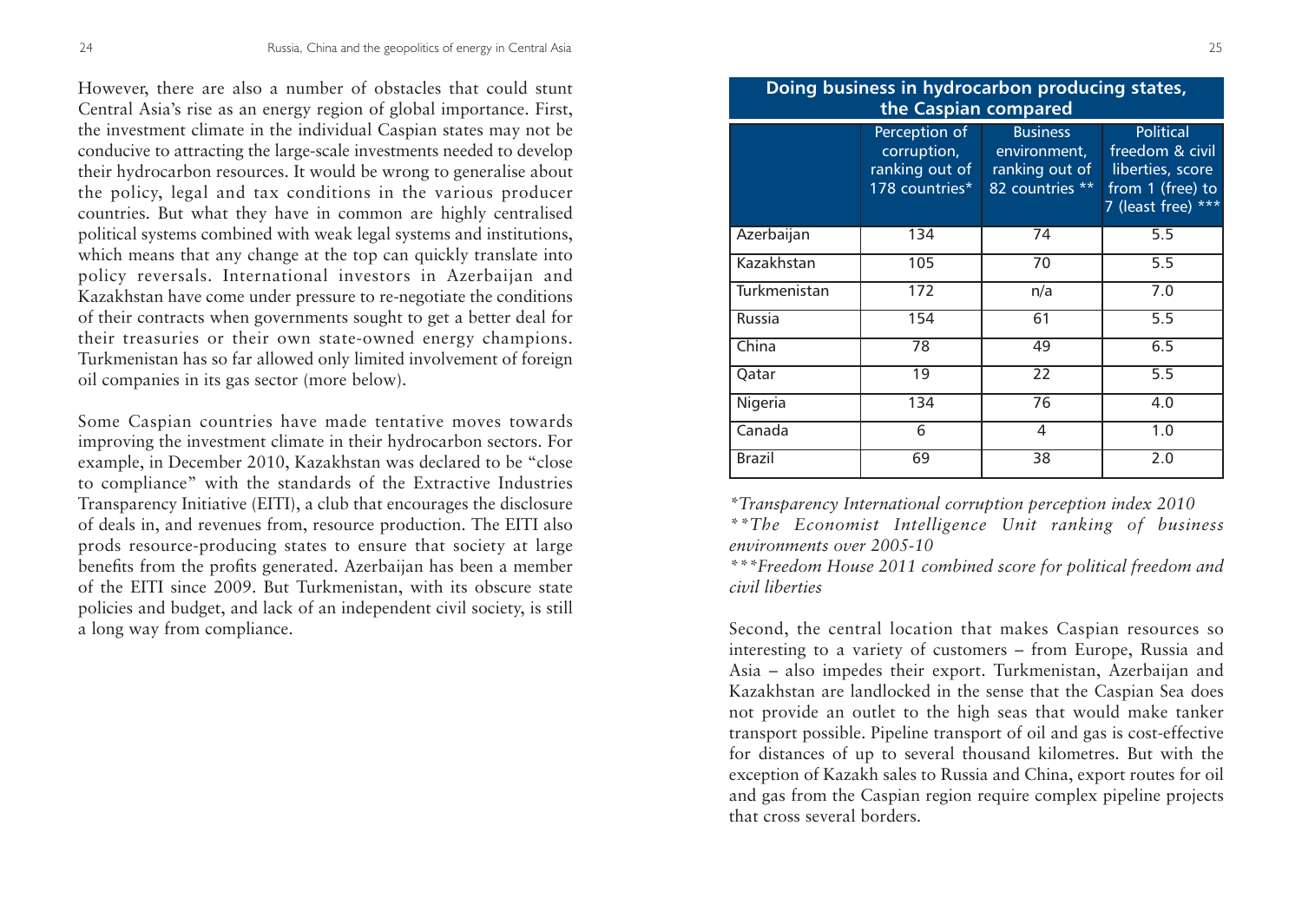However, there are also a number of obstacles that could stunt Central Asia's rise as an energy region of global importance. First, the investment climate in the individual Caspian states may not be conducive to attracting the large-scale investments needed to develop their hydrocarbon resources. It would be wrong to generalise about the policy, legal and tax conditions in the various producer countries. But what they have in common are highly centralised political systems combined with weak legal systems and institutions, which means that any change at the top can quickly translate into policy reversals. International investors in Azerbaijan and Kazakhstan have come under pressure to re-negotiate the conditions of their contracts when governments sought to get a better deal for their treasuries or their own state-owned energy champions. Turkmenistan has so far allowed only limited involvement of foreign oil companies in its gas sector (more below).

Some Caspian countries have made tentative moves towards improving the investment climate in their hydrocarbon sectors. For example, in December 2010, Kazakhstan was declared to be "close to compliance" with the standards of the Extractive Industries Transparency Initiative (EITI), a club that encourages the disclosure of deals in, and revenues from, resource production. The EITI also prods resource-producing states to ensure that society at large benefits from the profits generated. Azerbaijan has been a member of the EITI since 2009. But Turkmenistan, with its obscure state policies and budget, and lack of an independent civil society, is still a long way from compliance.

**Doing business in hydrocarbon producing states, the Caspian compared**

| | Perception of corruption, ranking out of 178 countries* | Business environment, ranking out of 82 countries ** | Political freedom & civil liberties, score from 1 (free) to 7 (least free) *** |
|---|---|---|---|
| Azerbaijan | 134 | 74 | 5.5 |
| Kazakhstan | 105 | 70 | 5.5 |
| Turkmenistan | 172 | n/a | 7.0 |
| Russia | 154 | 61 | 5.5 |
| China | 78 | 49 | 6.5 |
| Qatar | 19 | 22 | 5.5 |
| Nigeria | 134 | 76 | 4.0 |
| Canada | 6 | 4 | 1.0 |
| Brazil | 69 | 38 | 2.0 |

*\*Transparency International corruption perception index 2010*
*\*\*The Economist Intelligence Unit ranking of business environments over 2005-10*
*\*\*\*Freedom House 2011 combined score for political freedom and civil liberties*

Second, the central location that makes Caspian resources so interesting to a variety of customers – from Europe, Russia and Asia – also impedes their export. Turkmenistan, Azerbaijan and Kazakhstan are landlocked in the sense that the Caspian Sea does not provide an outlet to the high seas that would make tanker transport possible. Pipeline transport of oil and gas is cost-effective for distances of up to several thousand kilometres. But with the exception of Kazakh sales to Russia and China, export routes for oil and gas from the Caspian region require complex pipeline projects that cross several borders.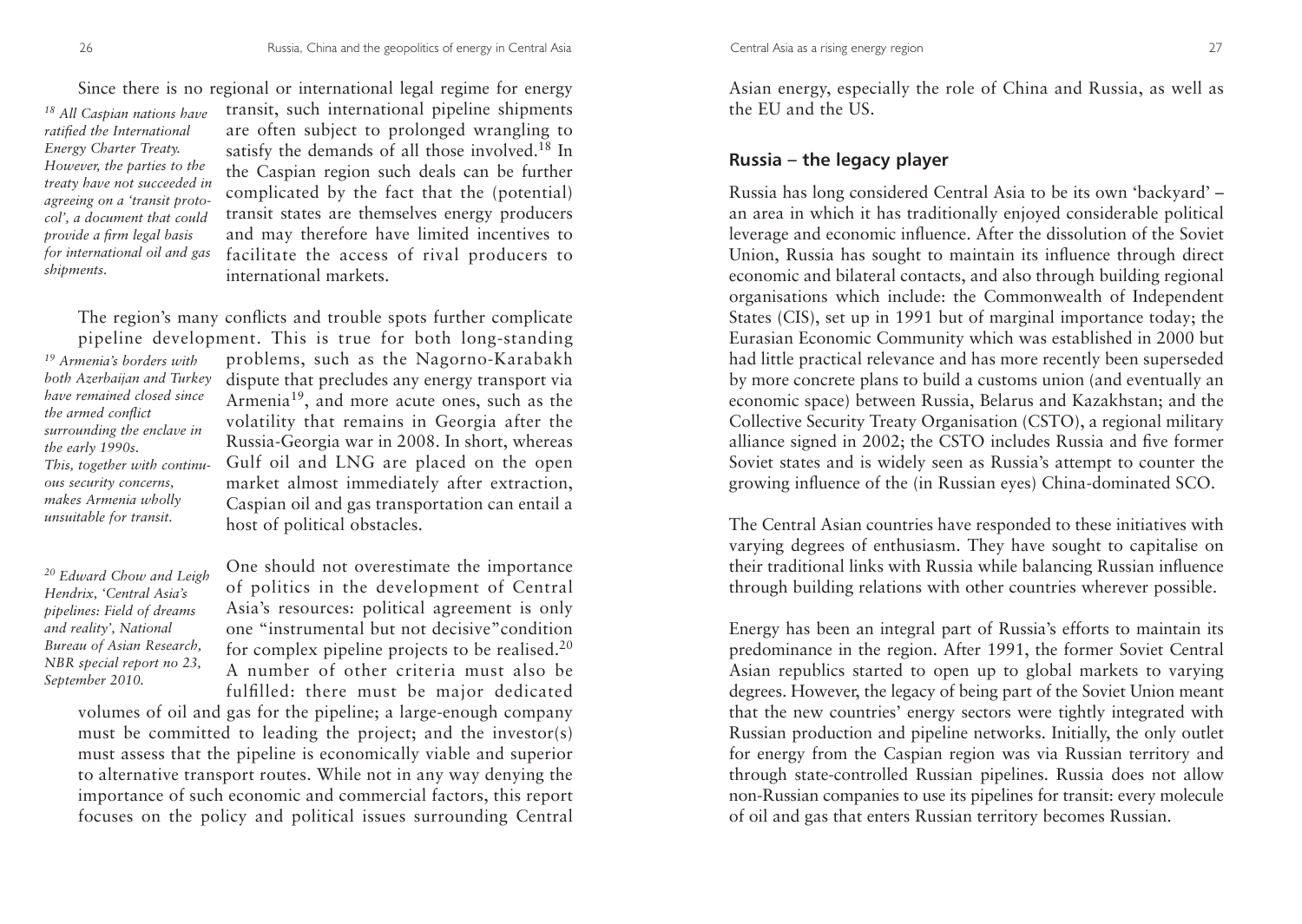Since there is no regional or international legal regime for energy transit, such international pipeline shipments are often subject to prolonged wrangling to satisfy the demands of all those involved.[18] In the Caspian region such deals can be further complicated by the fact that the (potential) transit states are themselves energy producers and may therefore have limited incentives to facilitate the access of rival producers to international markets.

*[18] All Caspian nations have ratified the International Energy Charter Treaty. However, the parties to the treaty have not succeeded in agreeing on a 'transit protocol', a document that could provide a firm legal basis for international oil and gas shipments.*

The region's many conflicts and trouble spots further complicate pipeline development. This is true for both long-standing problems, such as the Nagorno-Karabakh dispute that precludes any energy transport via Armenia[19], and more acute ones, such as the volatility that remains in Georgia after the Russia-Georgia war in 2008. In short, whereas Gulf oil and LNG are placed on the open market almost immediately after extraction, Caspian oil and gas transportation can entail a host of political obstacles.

*[19] Armenia's borders with both Azerbaijan and Turkey have remained closed since the armed conflict surrounding the enclave in the early 1990s. This, together with continuous security concerns, makes Armenia wholly unsuitable for transit.*

One should not overestimate the importance of politics in the development of Central Asia's resources: political agreement is only one "instrumental but not decisive"condition for complex pipeline projects to be realised.[20] A number of other criteria must also be fulfilled: there must be major dedicated volumes of oil and gas for the pipeline; a large-enough company must be committed to leading the project; and the investor(s) must assess that the pipeline is economically viable and superior to alternative transport routes. While not in any way denying the importance of such economic and commercial factors, this report focuses on the policy and political issues surrounding Central Asian energy, especially the role of China and Russia, as well as the EU and the US.

*[20] Edward Chow and Leigh Hendrix, 'Central Asia's pipelines: Field of dreams and reality', National Bureau of Asian Research, NBR special report no 23, September 2010.*

## Russia – the legacy player

Russia has long considered Central Asia to be its own 'backyard' – an area in which it has traditionally enjoyed considerable political leverage and economic influence. After the dissolution of the Soviet Union, Russia has sought to maintain its influence through direct economic and bilateral contacts, and also through building regional organisations which include: the Commonwealth of Independent States (CIS), set up in 1991 but of marginal importance today; the Eurasian Economic Community which was established in 2000 but had little practical relevance and has more recently been superseded by more concrete plans to build a customs union (and eventually an economic space) between Russia, Belarus and Kazakhstan; and the Collective Security Treaty Organisation (CSTO), a regional military alliance signed in 2002; the CSTO includes Russia and five former Soviet states and is widely seen as Russia's attempt to counter the growing influence of the (in Russian eyes) China-dominated SCO.

The Central Asian countries have responded to these initiatives with varying degrees of enthusiasm. They have sought to capitalise on their traditional links with Russia while balancing Russian influence through building relations with other countries wherever possible.

Energy has been an integral part of Russia's efforts to maintain its predominance in the region. After 1991, the former Soviet Central Asian republics started to open up to global markets to varying degrees. However, the legacy of being part of the Soviet Union meant that the new countries' energy sectors were tightly integrated with Russian production and pipeline networks. Initially, the only outlet for energy from the Caspian region was via Russian territory and through state-controlled Russian pipelines. Russia does not allow non-Russian companies to use its pipelines for transit: every molecule of oil and gas that enters Russian territory becomes Russian.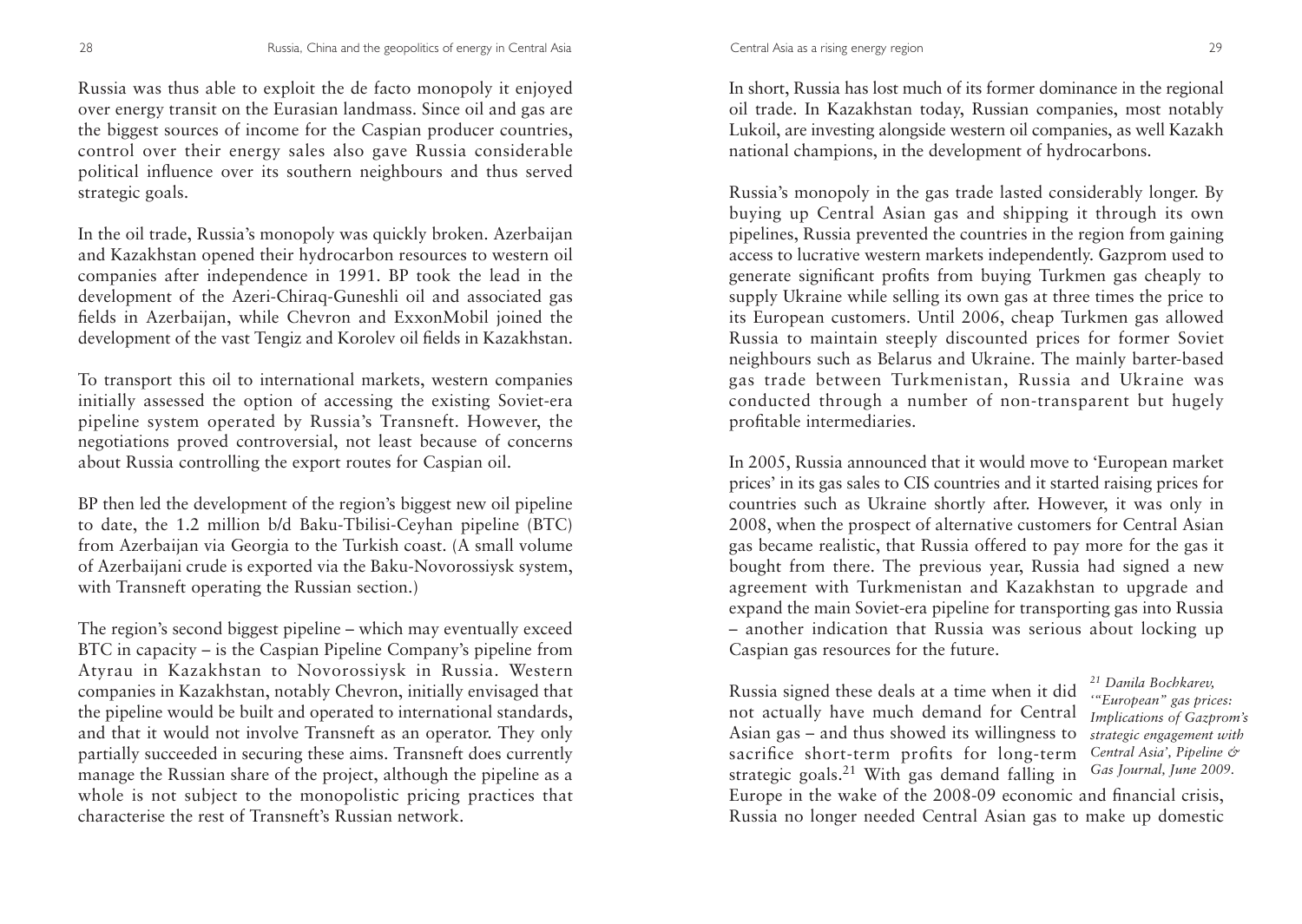Russia was thus able to exploit the de facto monopoly it enjoyed over energy transit on the Eurasian landmass. Since oil and gas are the biggest sources of income for the Caspian producer countries, control over their energy sales also gave Russia considerable political influence over its southern neighbours and thus served strategic goals.

In the oil trade, Russia's monopoly was quickly broken. Azerbaijan and Kazakhstan opened their hydrocarbon resources to western oil companies after independence in 1991. BP took the lead in the development of the Azeri-Chiraq-Guneshli oil and associated gas fields in Azerbaijan, while Chevron and ExxonMobil joined the development of the vast Tengiz and Korolev oil fields in Kazakhstan.

To transport this oil to international markets, western companies initially assessed the option of accessing the existing Soviet-era pipeline system operated by Russia's Transneft. However, the negotiations proved controversial, not least because of concerns about Russia controlling the export routes for Caspian oil.

BP then led the development of the region's biggest new oil pipeline to date, the 1.2 million b/d Baku-Tbilisi-Ceyhan pipeline (BTC) from Azerbaijan via Georgia to the Turkish coast. (A small volume of Azerbaijani crude is exported via the Baku-Novorossiysk system, with Transneft operating the Russian section.)

The region's second biggest pipeline – which may eventually exceed BTC in capacity – is the Caspian Pipeline Company's pipeline from Atyrau in Kazakhstan to Novorossiysk in Russia. Western companies in Kazakhstan, notably Chevron, initially envisaged that the pipeline would be built and operated to international standards, and that it would not involve Transneft as an operator. They only partially succeeded in securing these aims. Transneft does currently manage the Russian share of the project, although the pipeline as a whole is not subject to the monopolistic pricing practices that characterise the rest of Transneft's Russian network.

In short, Russia has lost much of its former dominance in the regional oil trade. In Kazakhstan today, Russian companies, most notably Lukoil, are investing alongside western oil companies, as well Kazakh national champions, in the development of hydrocarbons.

Russia's monopoly in the gas trade lasted considerably longer. By buying up Central Asian gas and shipping it through its own pipelines, Russia prevented the countries in the region from gaining access to lucrative western markets independently. Gazprom used to generate significant profits from buying Turkmen gas cheaply to supply Ukraine while selling its own gas at three times the price to its European customers. Until 2006, cheap Turkmen gas allowed Russia to maintain steeply discounted prices for former Soviet neighbours such as Belarus and Ukraine. The mainly barter-based gas trade between Turkmenistan, Russia and Ukraine was conducted through a number of non-transparent but hugely profitable intermediaries.

In 2005, Russia announced that it would move to 'European market prices' in its gas sales to CIS countries and it started raising prices for countries such as Ukraine shortly after. However, it was only in 2008, when the prospect of alternative customers for Central Asian gas became realistic, that Russia offered to pay more for the gas it bought from there. The previous year, Russia had signed a new agreement with Turkmenistan and Kazakhstan to upgrade and expand the main Soviet-era pipeline for transporting gas into Russia – another indication that Russia was serious about locking up Caspian gas resources for the future.

Russia signed these deals at a time when it did not actually have much demand for Central Asian gas – and thus showed its willingness to sacrifice short-term profits for long-term strategic goals.[21] With gas demand falling in Europe in the wake of the 2008-09 economic and financial crisis, Russia no longer needed Central Asian gas to make up domestic

[21] *Danila Bochkarev, '"European" gas prices: Implications of Gazprom's strategic engagement with Central Asia', Pipeline & Gas Journal, June 2009.*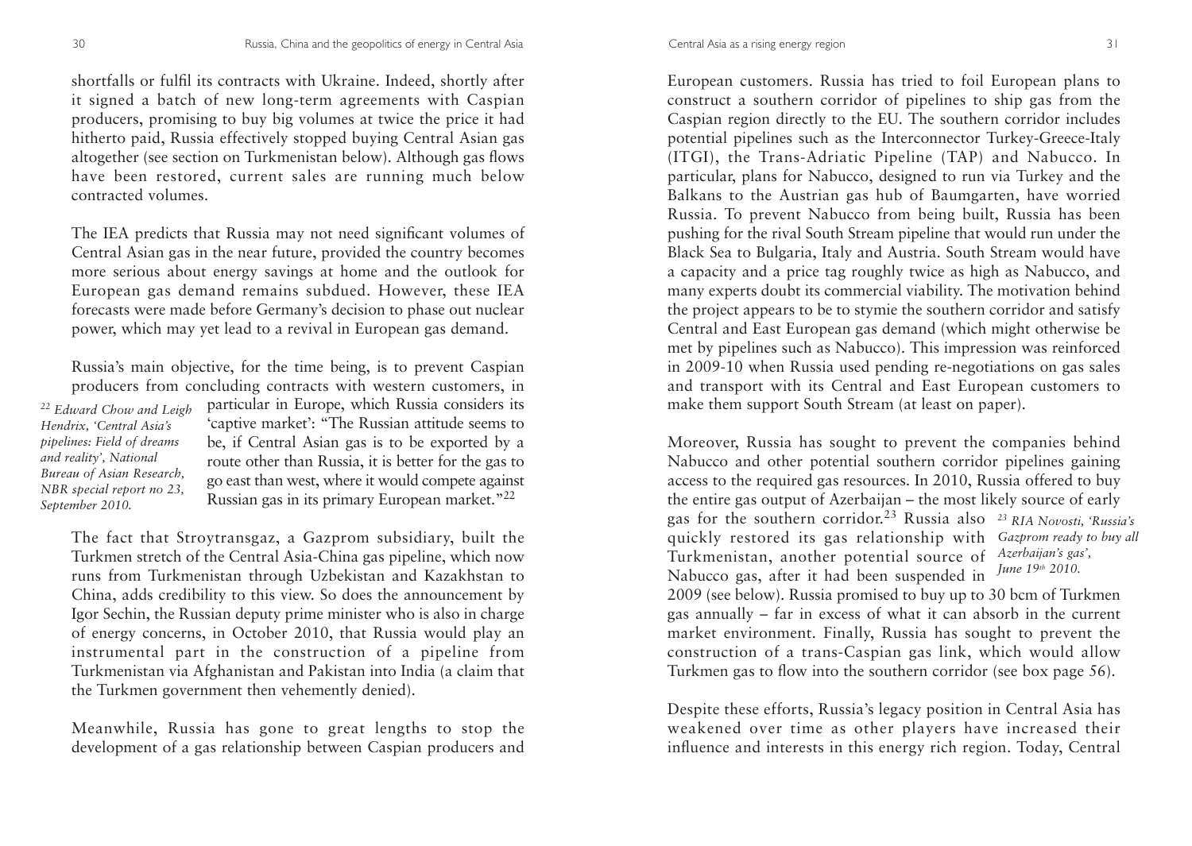shortfalls or fulfil its contracts with Ukraine. Indeed, shortly after it signed a batch of new long-term agreements with Caspian producers, promising to buy big volumes at twice the price it had hitherto paid, Russia effectively stopped buying Central Asian gas altogether (see section on Turkmenistan below). Although gas flows have been restored, current sales are running much below contracted volumes.

The IEA predicts that Russia may not need significant volumes of Central Asian gas in the near future, provided the country becomes more serious about energy savings at home and the outlook for European gas demand remains subdued. However, these IEA forecasts were made before Germany's decision to phase out nuclear power, which may yet lead to a revival in European gas demand.

Russia's main objective, for the time being, is to prevent Caspian producers from concluding contracts with western customers, in particular in Europe, which Russia considers its 'captive market': "The Russian attitude seems to be, if Central Asian gas is to be exported by a route other than Russia, it is better for the gas to go east than west, where it would compete against Russian gas in its primary European market."[22]

*[22] Edward Chow and Leigh Hendrix, 'Central Asia's pipelines: Field of dreams and reality', National Bureau of Asian Research, NBR special report no 23, September 2010.*

The fact that Stroytransgaz, a Gazprom subsidiary, built the Turkmen stretch of the Central Asia-China gas pipeline, which now runs from Turkmenistan through Uzbekistan and Kazakhstan to China, adds credibility to this view. So does the announcement by Igor Sechin, the Russian deputy prime minister who is also in charge of energy concerns, in October 2010, that Russia would play an instrumental part in the construction of a pipeline from Turkmenistan via Afghanistan and Pakistan into India (a claim that the Turkmen government then vehemently denied).

Meanwhile, Russia has gone to great lengths to stop the development of a gas relationship between Caspian producers and European customers. Russia has tried to foil European plans to construct a southern corridor of pipelines to ship gas from the Caspian region directly to the EU. The southern corridor includes potential pipelines such as the Interconnector Turkey-Greece-Italy (ITGI), the Trans-Adriatic Pipeline (TAP) and Nabucco. In particular, plans for Nabucco, designed to run via Turkey and the Balkans to the Austrian gas hub of Baumgarten, have worried Russia. To prevent Nabucco from being built, Russia has been pushing for the rival South Stream pipeline that would run under the Black Sea to Bulgaria, Italy and Austria. South Stream would have a capacity and a price tag roughly twice as high as Nabucco, and many experts doubt its commercial viability. The motivation behind the project appears to be to stymie the southern corridor and satisfy Central and East European gas demand (which might otherwise be met by pipelines such as Nabucco). This impression was reinforced in 2009-10 when Russia used pending re-negotiations on gas sales and transport with its Central and East European customers to make them support South Stream (at least on paper).

Moreover, Russia has sought to prevent the companies behind Nabucco and other potential southern corridor pipelines gaining access to the required gas resources. In 2010, Russia offered to buy the entire gas output of Azerbaijan – the most likely source of early gas for the southern corridor.[23] Russia also quickly restored its gas relationship with Turkmenistan, another potential source of Nabucco gas, after it had been suspended in 2009 (see below). Russia promised to buy up to 30 bcm of Turkmen gas annually – far in excess of what it can absorb in the current market environment. Finally, Russia has sought to prevent the construction of a trans-Caspian gas link, which would allow Turkmen gas to flow into the southern corridor (see box page 56).

*[23] RIA Novosti, 'Russia's Gazprom ready to buy all Azerbaijan's gas', June 19th 2010.*

Despite these efforts, Russia's legacy position in Central Asia has weakened over time as other players have increased their influence and interests in this energy rich region. Today, Central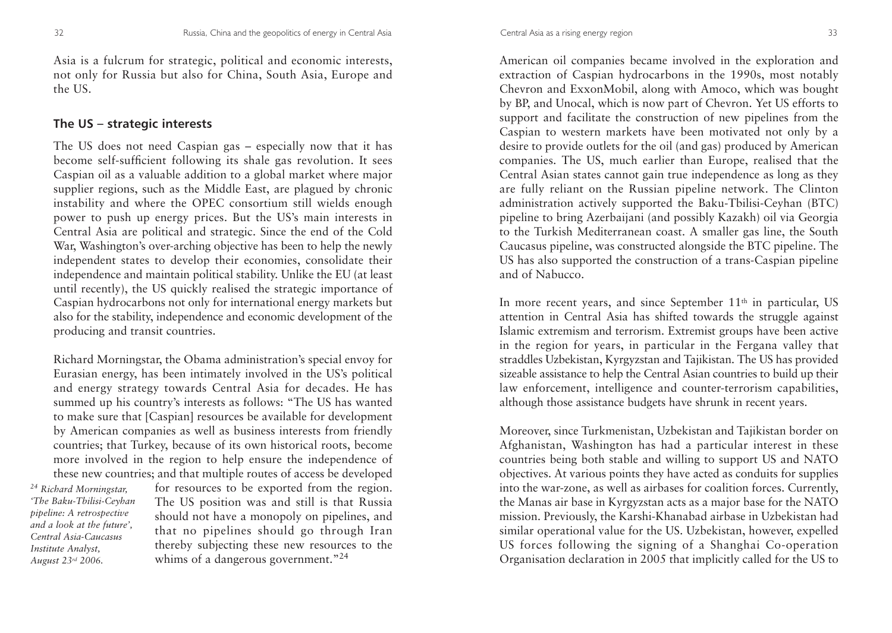Asia is a fulcrum for strategic, political and economic interests, not only for Russia but also for China, South Asia, Europe and the US.

## The US – strategic interests

The US does not need Caspian gas – especially now that it has become self-sufficient following its shale gas revolution. It sees Caspian oil as a valuable addition to a global market where major supplier regions, such as the Middle East, are plagued by chronic instability and where the OPEC consortium still wields enough power to push up energy prices. But the US's main interests in Central Asia are political and strategic. Since the end of the Cold War, Washington's over-arching objective has been to help the newly independent states to develop their economies, consolidate their independence and maintain political stability. Unlike the EU (at least until recently), the US quickly realised the strategic importance of Caspian hydrocarbons not only for international energy markets but also for the stability, independence and economic development of the producing and transit countries.

Richard Morningstar, the Obama administration's special envoy for Eurasian energy, has been intimately involved in the US's political and energy strategy towards Central Asia for decades. He has summed up his country's interests as follows: "The US has wanted to make sure that [Caspian] resources be available for development by American companies as well as business interests from friendly countries; that Turkey, because of its own historical roots, become more involved in the region to help ensure the independence of these new countries; and that multiple routes of access be developed for resources to be exported from the region. The US position was and still is that Russia should not have a monopoly on pipelines, and that no pipelines should go through Iran thereby subjecting these new resources to the whims of a dangerous government."[24]

[24] *Richard Morningstar, 'The Baku-Tbilisi-Ceyhan pipeline: A retrospective and a look at the future', Central Asia-Caucasus Institute Analyst, August 23rd 2006.*

American oil companies became involved in the exploration and extraction of Caspian hydrocarbons in the 1990s, most notably Chevron and ExxonMobil, along with Amoco, which was bought by BP, and Unocal, which is now part of Chevron. Yet US efforts to support and facilitate the construction of new pipelines from the Caspian to western markets have been motivated not only by a desire to provide outlets for the oil (and gas) produced by American companies. The US, much earlier than Europe, realised that the Central Asian states cannot gain true independence as long as they are fully reliant on the Russian pipeline network. The Clinton administration actively supported the Baku-Tbilisi-Ceyhan (BTC) pipeline to bring Azerbaijani (and possibly Kazakh) oil via Georgia to the Turkish Mediterranean coast. A smaller gas line, the South Caucasus pipeline, was constructed alongside the BTC pipeline. The US has also supported the construction of a trans-Caspian pipeline and of Nabucco.

In more recent years, and since September 11th in particular, US attention in Central Asia has shifted towards the struggle against Islamic extremism and terrorism. Extremist groups have been active in the region for years, in particular in the Fergana valley that straddles Uzbekistan, Kyrgyzstan and Tajikistan. The US has provided sizeable assistance to help the Central Asian countries to build up their law enforcement, intelligence and counter-terrorism capabilities, although those assistance budgets have shrunk in recent years.

Moreover, since Turkmenistan, Uzbekistan and Tajikistan border on Afghanistan, Washington has had a particular interest in these countries being both stable and willing to support US and NATO objectives. At various points they have acted as conduits for supplies into the war-zone, as well as airbases for coalition forces. Currently, the Manas air base in Kyrgyzstan acts as a major base for the NATO mission. Previously, the Karshi-Khanabad airbase in Uzbekistan had similar operational value for the US. Uzbekistan, however, expelled US forces following the signing of a Shanghai Co-operation Organisation declaration in 2005 that implicitly called for the US to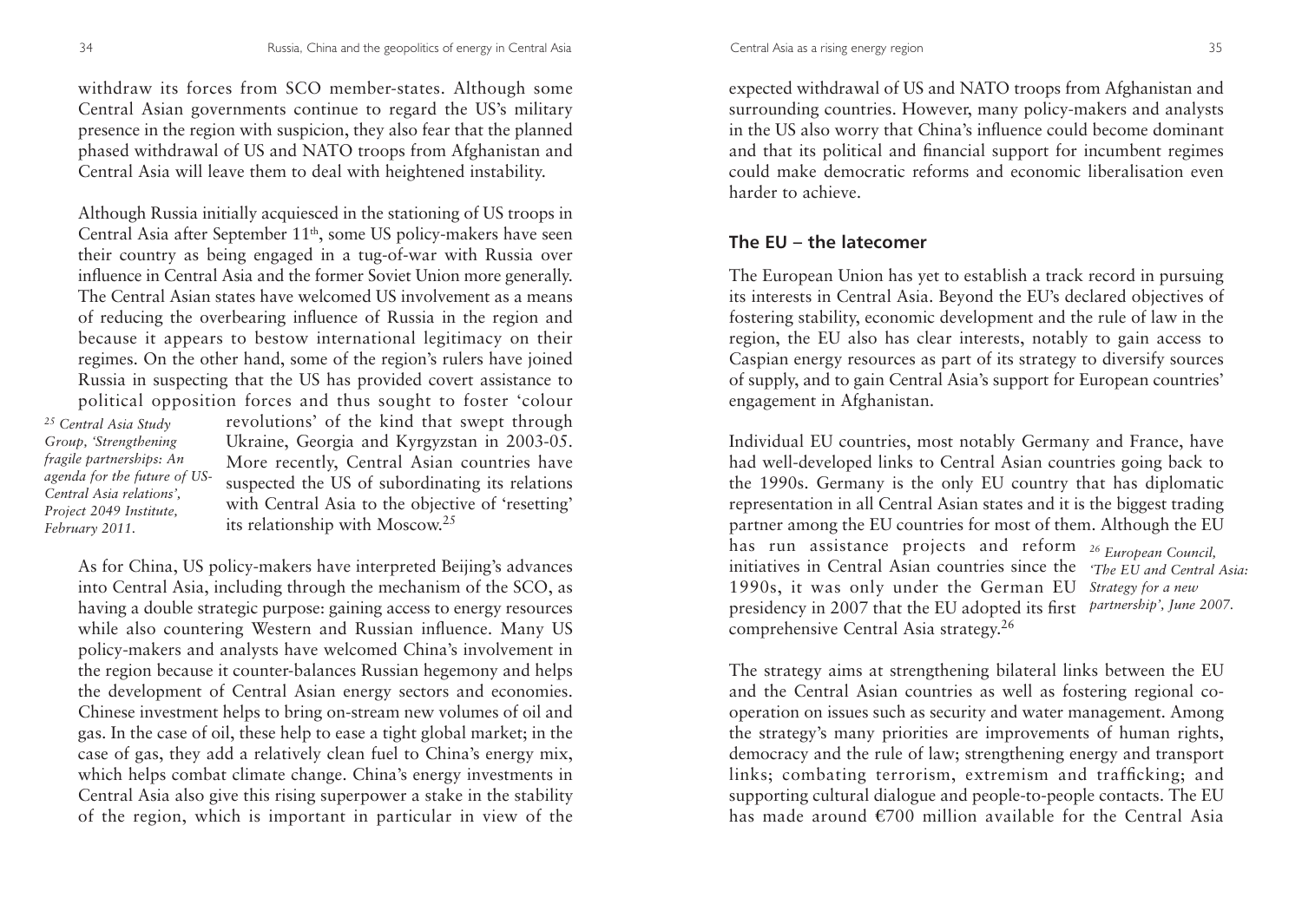withdraw its forces from SCO member-states. Although some Central Asian governments continue to regard the US's military presence in the region with suspicion, they also fear that the planned phased withdrawal of US and NATO troops from Afghanistan and Central Asia will leave them to deal with heightened instability.

Although Russia initially acquiesced in the stationing of US troops in Central Asia after September 11th, some US policy-makers have seen their country as being engaged in a tug-of-war with Russia over influence in Central Asia and the former Soviet Union more generally. The Central Asian states have welcomed US involvement as a means of reducing the overbearing influence of Russia in the region and because it appears to bestow international legitimacy on their regimes. On the other hand, some of the region's rulers have joined Russia in suspecting that the US has provided covert assistance to political opposition forces and thus sought to foster 'colour revolutions' of the kind that swept through Ukraine, Georgia and Kyrgyzstan in 2003-05. More recently, Central Asian countries have suspected the US of subordinating its relations with Central Asia to the objective of 'resetting' its relationship with Moscow.[25]

*[25] Central Asia Study Group, 'Strengthening fragile partnerships: An agenda for the future of US-Central Asia relations', Project 2049 Institute, February 2011.*

As for China, US policy-makers have interpreted Beijing's advances into Central Asia, including through the mechanism of the SCO, as having a double strategic purpose: gaining access to energy resources while also countering Western and Russian influence. Many US policy-makers and analysts have welcomed China's involvement in the region because it counter-balances Russian hegemony and helps the development of Central Asian energy sectors and economies. Chinese investment helps to bring on-stream new volumes of oil and gas. In the case of oil, these help to ease a tight global market; in the case of gas, they add a relatively clean fuel to China's energy mix, which helps combat climate change. China's energy investments in Central Asia also give this rising superpower a stake in the stability of the region, which is important in particular in view of the expected withdrawal of US and NATO troops from Afghanistan and surrounding countries. However, many policy-makers and analysts in the US also worry that China's influence could become dominant and that its political and financial support for incumbent regimes could make democratic reforms and economic liberalisation even harder to achieve.

## The EU – the latecomer

The European Union has yet to establish a track record in pursuing its interests in Central Asia. Beyond the EU's declared objectives of fostering stability, economic development and the rule of law in the region, the EU also has clear interests, notably to gain access to Caspian energy resources as part of its strategy to diversify sources of supply, and to gain Central Asia's support for European countries' engagement in Afghanistan.

Individual EU countries, most notably Germany and France, have had well-developed links to Central Asian countries going back to the 1990s. Germany is the only EU country that has diplomatic representation in all Central Asian states and it is the biggest trading partner among the EU countries for most of them. Although the EU has run assistance projects and reform initiatives in Central Asian countries since the 1990s, it was only under the German EU presidency in 2007 that the EU adopted its first comprehensive Central Asia strategy.[26]

*[26] European Council, 'The EU and Central Asia: Strategy for a new partnership', June 2007.*

The strategy aims at strengthening bilateral links between the EU and the Central Asian countries as well as fostering regional co-operation on issues such as security and water management. Among the strategy's many priorities are improvements of human rights, democracy and the rule of law; strengthening energy and transport links; combating terrorism, extremism and trafficking; and supporting cultural dialogue and people-to-people contacts. The EU has made around €700 million available for the Central Asia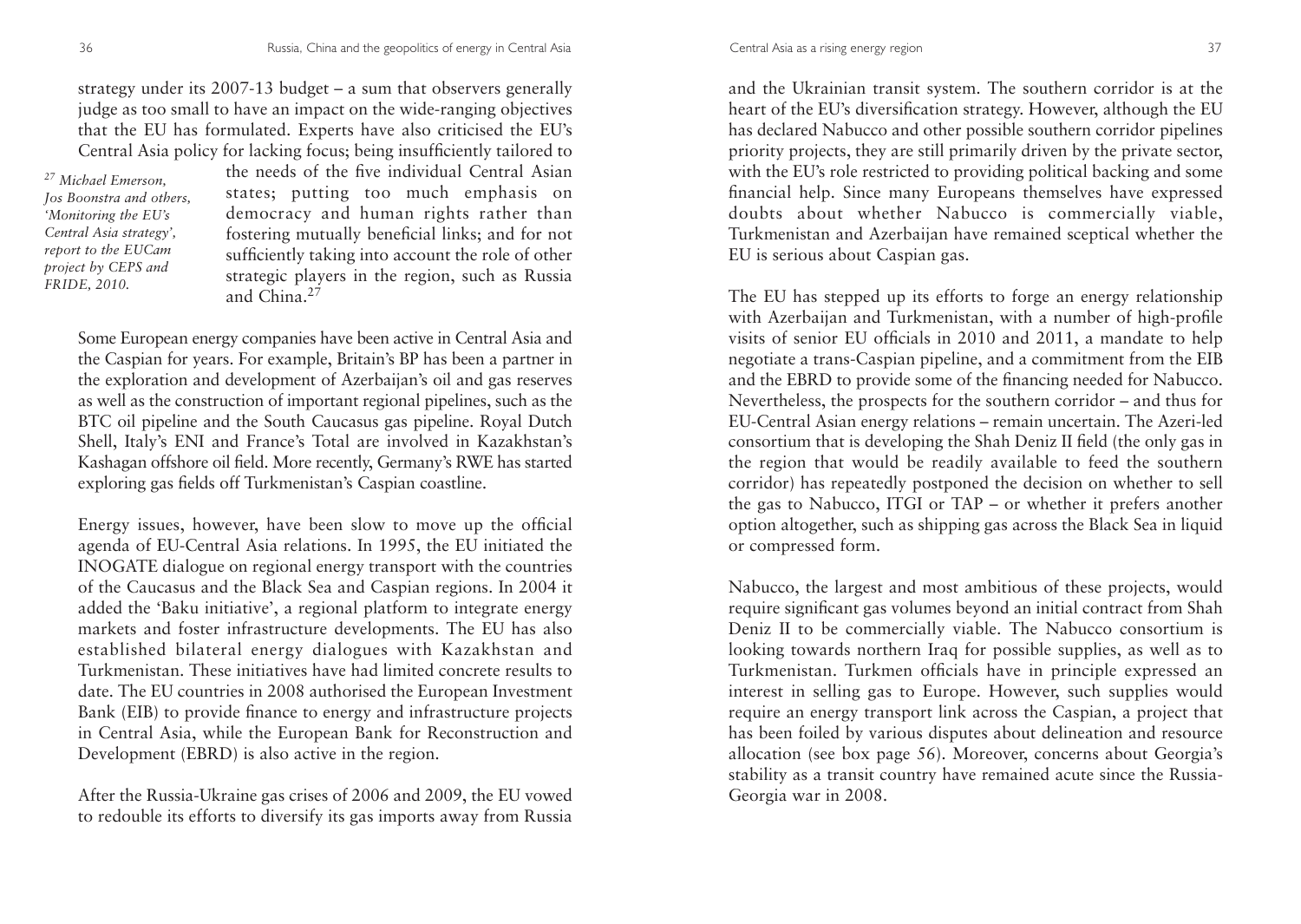strategy under its 2007-13 budget – a sum that observers generally judge as too small to have an impact on the wide-ranging objectives that the EU has formulated. Experts have also criticised the EU's Central Asia policy for lacking focus; being insufficiently tailored to the needs of the five individual Central Asian states; putting too much emphasis on democracy and human rights rather than fostering mutually beneficial links; and for not sufficiently taking into account the role of other strategic players in the region, such as Russia and China.[27]

[27] *Michael Emerson, Jos Boonstra and others, 'Monitoring the EU's Central Asia strategy', report to the EUCam project by CEPS and FRIDE, 2010.*

Some European energy companies have been active in Central Asia and the Caspian for years. For example, Britain's BP has been a partner in the exploration and development of Azerbaijan's oil and gas reserves as well as the construction of important regional pipelines, such as the BTC oil pipeline and the South Caucasus gas pipeline. Royal Dutch Shell, Italy's ENI and France's Total are involved in Kazakhstan's Kashagan offshore oil field. More recently, Germany's RWE has started exploring gas fields off Turkmenistan's Caspian coastline.

Energy issues, however, have been slow to move up the official agenda of EU-Central Asia relations. In 1995, the EU initiated the INOGATE dialogue on regional energy transport with the countries of the Caucasus and the Black Sea and Caspian regions. In 2004 it added the 'Baku initiative', a regional platform to integrate energy markets and foster infrastructure developments. The EU has also established bilateral energy dialogues with Kazakhstan and Turkmenistan. These initiatives have had limited concrete results to date. The EU countries in 2008 authorised the European Investment Bank (EIB) to provide finance to energy and infrastructure projects in Central Asia, while the European Bank for Reconstruction and Development (EBRD) is also active in the region.

After the Russia-Ukraine gas crises of 2006 and 2009, the EU vowed to redouble its efforts to diversify its gas imports away from Russia and the Ukrainian transit system. The southern corridor is at the heart of the EU's diversification strategy. However, although the EU has declared Nabucco and other possible southern corridor pipelines priority projects, they are still primarily driven by the private sector, with the EU's role restricted to providing political backing and some financial help. Since many Europeans themselves have expressed doubts about whether Nabucco is commercially viable, Turkmenistan and Azerbaijan have remained sceptical whether the EU is serious about Caspian gas.

The EU has stepped up its efforts to forge an energy relationship with Azerbaijan and Turkmenistan, with a number of high-profile visits of senior EU officials in 2010 and 2011, a mandate to help negotiate a trans-Caspian pipeline, and a commitment from the EIB and the EBRD to provide some of the financing needed for Nabucco. Nevertheless, the prospects for the southern corridor – and thus for EU-Central Asian energy relations – remain uncertain. The Azeri-led consortium that is developing the Shah Deniz II field (the only gas in the region that would be readily available to feed the southern corridor) has repeatedly postponed the decision on whether to sell the gas to Nabucco, ITGI or TAP – or whether it prefers another option altogether, such as shipping gas across the Black Sea in liquid or compressed form.

Nabucco, the largest and most ambitious of these projects, would require significant gas volumes beyond an initial contract from Shah Deniz II to be commercially viable. The Nabucco consortium is looking towards northern Iraq for possible supplies, as well as to Turkmenistan. Turkmen officials have in principle expressed an interest in selling gas to Europe. However, such supplies would require an energy transport link across the Caspian, a project that has been foiled by various disputes about delineation and resource allocation (see box page 56). Moreover, concerns about Georgia's stability as a transit country have remained acute since the Russia-Georgia war in 2008.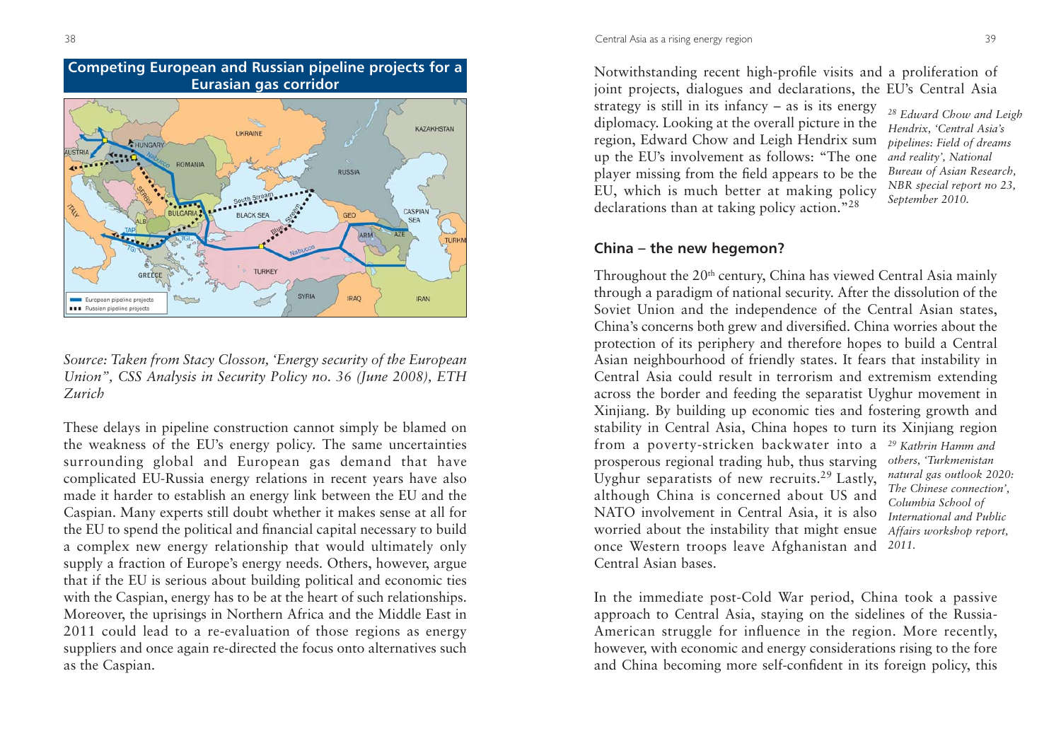**Competing European and Russian pipeline projects for a Eurasian gas corridor**

*Source: Taken from Stacy Closson, 'Energy security of the European Union", CSS Analysis in Security Policy no. 36 (June 2008), ETH Zurich*

These delays in pipeline construction cannot simply be blamed on the weakness of the EU's energy policy. The same uncertainties surrounding global and European gas demand that have complicated EU-Russia energy relations in recent years have also made it harder to establish an energy link between the EU and the Caspian. Many experts still doubt whether it makes sense at all for the EU to spend the political and financial capital necessary to build a complex new energy relationship that would ultimately only supply a fraction of Europe's energy needs. Others, however, argue that if the EU is serious about building political and economic ties with the Caspian, energy has to be at the heart of such relationships. Moreover, the uprisings in Northern Africa and the Middle East in 2011 could lead to a re-evaluation of those regions as energy suppliers and once again re-directed the focus onto alternatives such as the Caspian.

Notwithstanding recent high-profile visits and a proliferation of joint projects, dialogues and declarations, the EU's Central Asia strategy is still in its infancy – as is its energy diplomacy. Looking at the overall picture in the region, Edward Chow and Leigh Hendrix sum up the EU's involvement as follows: "The one player missing from the field appears to be the EU, which is much better at making policy declarations than at taking policy action."[28]

[28] *Edward Chow and Leigh Hendrix, 'Central Asia's pipelines: Field of dreams and reality', National Bureau of Asian Research, NBR special report no 23, September 2010.*

## China – the new hegemon?

Throughout the 20th century, China has viewed Central Asia mainly through a paradigm of national security. After the dissolution of the Soviet Union and the independence of the Central Asian states, China's concerns both grew and diversified. China worries about the protection of its periphery and therefore hopes to build a Central Asian neighbourhood of friendly states. It fears that instability in Central Asia could result in terrorism and extremism extending across the border and feeding the separatist Uyghur movement in Xinjiang. By building up economic ties and fostering growth and stability in Central Asia, China hopes to turn its Xinjiang region from a poverty-stricken backwater into a prosperous regional trading hub, thus starving Uyghur separatists of new recruits.[29] Lastly, although China is concerned about US and NATO involvement in Central Asia, it is also worried about the instability that might ensue once Western troops leave Afghanistan and Central Asian bases.

[29] *Kathrin Hamm and others, 'Turkmenistan natural gas outlook 2020: The Chinese connection', Columbia School of International and Public Affairs workshop report, 2011.*

In the immediate post-Cold War period, China took a passive approach to Central Asia, staying on the sidelines of the Russia-American struggle for influence in the region. More recently, however, with economic and energy considerations rising to the fore and China becoming more self-confident in its foreign policy, this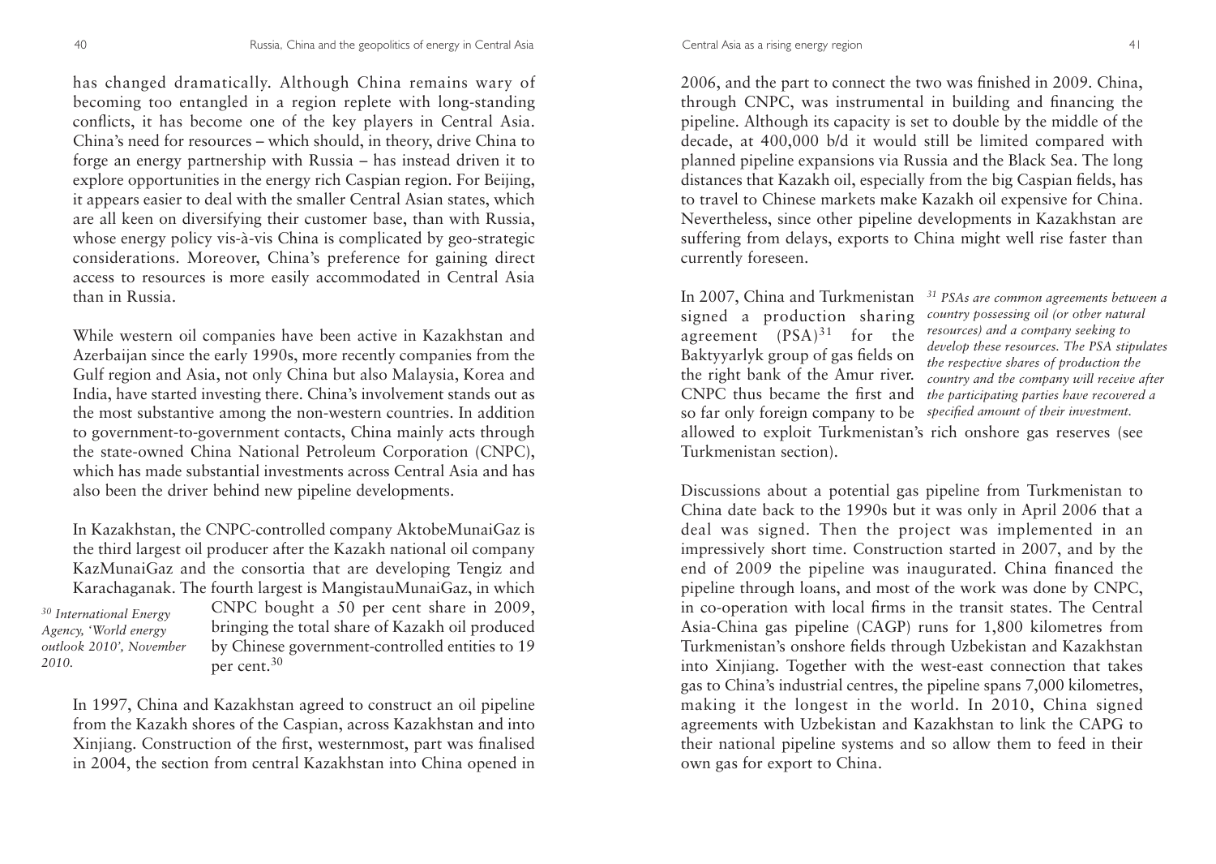has changed dramatically. Although China remains wary of becoming too entangled in a region replete with long-standing conflicts, it has become one of the key players in Central Asia. China's need for resources – which should, in theory, drive China to forge an energy partnership with Russia – has instead driven it to explore opportunities in the energy rich Caspian region. For Beijing, it appears easier to deal with the smaller Central Asian states, which are all keen on diversifying their customer base, than with Russia, whose energy policy vis-à-vis China is complicated by geo-strategic considerations. Moreover, China's preference for gaining direct access to resources is more easily accommodated in Central Asia than in Russia.

While western oil companies have been active in Kazakhstan and Azerbaijan since the early 1990s, more recently companies from the Gulf region and Asia, not only China but also Malaysia, Korea and India, have started investing there. China's involvement stands out as the most substantive among the non-western countries. In addition to government-to-government contacts, China mainly acts through the state-owned China National Petroleum Corporation (CNPC), which has made substantial investments across Central Asia and has also been the driver behind new pipeline developments.

In Kazakhstan, the CNPC-controlled company AktobeMunaiGaz is the third largest oil producer after the Kazakh national oil company KazMunaiGaz and the consortia that are developing Tengiz and Karachaganak. The fourth largest is MangistauMunaiGaz, in which CNPC bought a 50 per cent share in 2009, bringing the total share of Kazakh oil produced by Chinese government-controlled entities to 19 per cent.[30]

*[30] International Energy Agency, 'World energy outlook 2010', November 2010.*

In 1997, China and Kazakhstan agreed to construct an oil pipeline from the Kazakh shores of the Caspian, across Kazakhstan and into Xinjiang. Construction of the first, westernmost, part was finalised in 2004, the section from central Kazakhstan into China opened in 2006, and the part to connect the two was finished in 2009. China, through CNPC, was instrumental in building and financing the pipeline. Although its capacity is set to double by the middle of the decade, at 400,000 b/d it would still be limited compared with planned pipeline expansions via Russia and the Black Sea. The long distances that Kazakh oil, especially from the big Caspian fields, has to travel to Chinese markets make Kazakh oil expensive for China. Nevertheless, since other pipeline developments in Kazakhstan are suffering from delays, exports to China might well rise faster than currently foreseen.

In 2007, China and Turkmenistan signed a production sharing agreement (PSA)[31] for the Baktyyarlyk group of gas fields on the right bank of the Amur river. CNPC thus became the first and so far only foreign company to be allowed to exploit Turkmenistan's rich onshore gas reserves (see Turkmenistan section).

*[31] PSAs are common agreements between a country possessing oil (or other natural resources) and a company seeking to develop these resources. The PSA stipulates the respective shares of production the country and the company will receive after the participating parties have recovered a specified amount of their investment.*

Discussions about a potential gas pipeline from Turkmenistan to China date back to the 1990s but it was only in April 2006 that a deal was signed. Then the project was implemented in an impressively short time. Construction started in 2007, and by the end of 2009 the pipeline was inaugurated. China financed the pipeline through loans, and most of the work was done by CNPC, in co-operation with local firms in the transit states. The Central Asia-China gas pipeline (CAGP) runs for 1,800 kilometres from Turkmenistan's onshore fields through Uzbekistan and Kazakhstan into Xinjiang. Together with the west-east connection that takes gas to China's industrial centres, the pipeline spans 7,000 kilometres, making it the longest in the world. In 2010, China signed agreements with Uzbekistan and Kazakhstan to link the CAPG to their national pipeline systems and so allow them to feed in their own gas for export to China.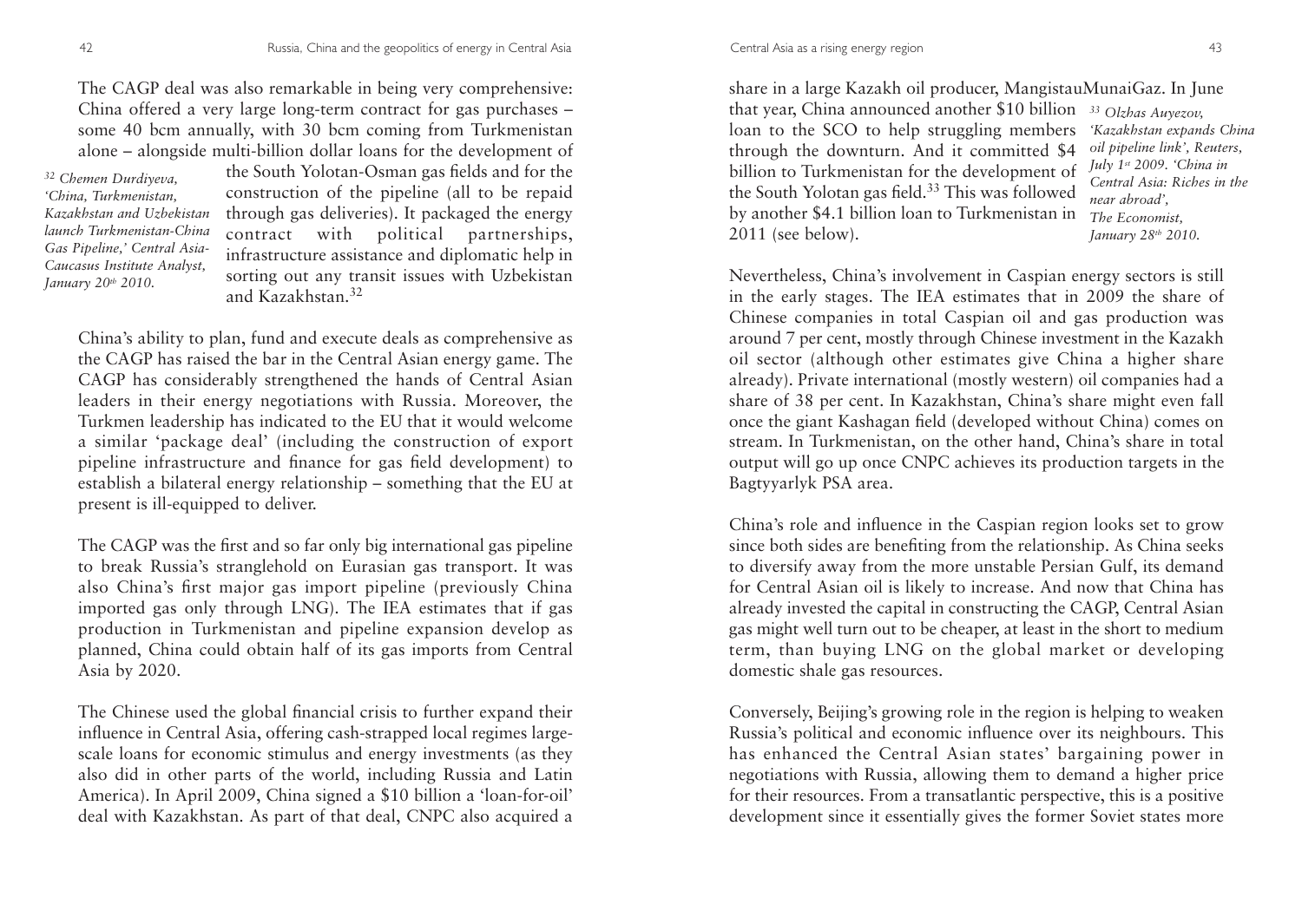The CAGP deal was also remarkable in being very comprehensive: China offered a very large long-term contract for gas purchases – some 40 bcm annually, with 30 bcm coming from Turkmenistan alone – alongside multi-billion dollar loans for the development of the South Yolotan-Osman gas fields and for the construction of the pipeline (all to be repaid through gas deliveries). It packaged the energy contract with political partnerships, infrastructure assistance and diplomatic help in sorting out any transit issues with Uzbekistan and Kazakhstan.[32]

[32] *Chemen Durdiyeva, 'China, Turkmenistan, Kazakhstan and Uzbekistan launch Turkmenistan-China Gas Pipeline,' Central Asia-Caucasus Institute Analyst, January 20th 2010.*

China's ability to plan, fund and execute deals as comprehensive as the CAGP has raised the bar in the Central Asian energy game. The CAGP has considerably strengthened the hands of Central Asian leaders in their energy negotiations with Russia. Moreover, the Turkmen leadership has indicated to the EU that it would welcome a similar 'package deal' (including the construction of export pipeline infrastructure and finance for gas field development) to establish a bilateral energy relationship – something that the EU at present is ill-equipped to deliver.

The CAGP was the first and so far only big international gas pipeline to break Russia's stranglehold on Eurasian gas transport. It was also China's first major gas import pipeline (previously China imported gas only through LNG). The IEA estimates that if gas production in Turkmenistan and pipeline expansion develop as planned, China could obtain half of its gas imports from Central Asia by 2020.

The Chinese used the global financial crisis to further expand their influence in Central Asia, offering cash-strapped local regimes large-scale loans for economic stimulus and energy investments (as they also did in other parts of the world, including Russia and Latin America). In April 2009, China signed a $10 billion a 'loan-for-oil' deal with Kazakhstan. As part of that deal, CNPC also acquired a share in a large Kazakh oil producer, MangistauMunaiGaz. In June that year, China announced another $10 billion loan to the SCO to help struggling members through the downturn. And it committed $4 billion to Turkmenistan for the development of the South Yolotan gas field.[33] This was followed by another $4.1 billion loan to Turkmenistan in 2011 (see below).

[33] *Olzhas Auyezov, 'Kazakhstan expands China oil pipeline link', Reuters, July 1st 2009. 'China in Central Asia: Riches in the near abroad', The Economist, January 28th 2010.*

Nevertheless, China's involvement in Caspian energy sectors is still in the early stages. The IEA estimates that in 2009 the share of Chinese companies in total Caspian oil and gas production was around 7 per cent, mostly through Chinese investment in the Kazakh oil sector (although other estimates give China a higher share already). Private international (mostly western) oil companies had a share of 38 per cent. In Kazakhstan, China's share might even fall once the giant Kashagan field (developed without China) comes on stream. In Turkmenistan, on the other hand, China's share in total output will go up once CNPC achieves its production targets in the Bagtyyarlyk PSA area.

China's role and influence in the Caspian region looks set to grow since both sides are benefiting from the relationship. As China seeks to diversify away from the more unstable Persian Gulf, its demand for Central Asian oil is likely to increase. And now that China has already invested the capital in constructing the CAGP, Central Asian gas might well turn out to be cheaper, at least in the short to medium term, than buying LNG on the global market or developing domestic shale gas resources.

Conversely, Beijing's growing role in the region is helping to weaken Russia's political and economic influence over its neighbours. This has enhanced the Central Asian states' bargaining power in negotiations with Russia, allowing them to demand a higher price for their resources. From a transatlantic perspective, this is a positive development since it essentially gives the former Soviet states more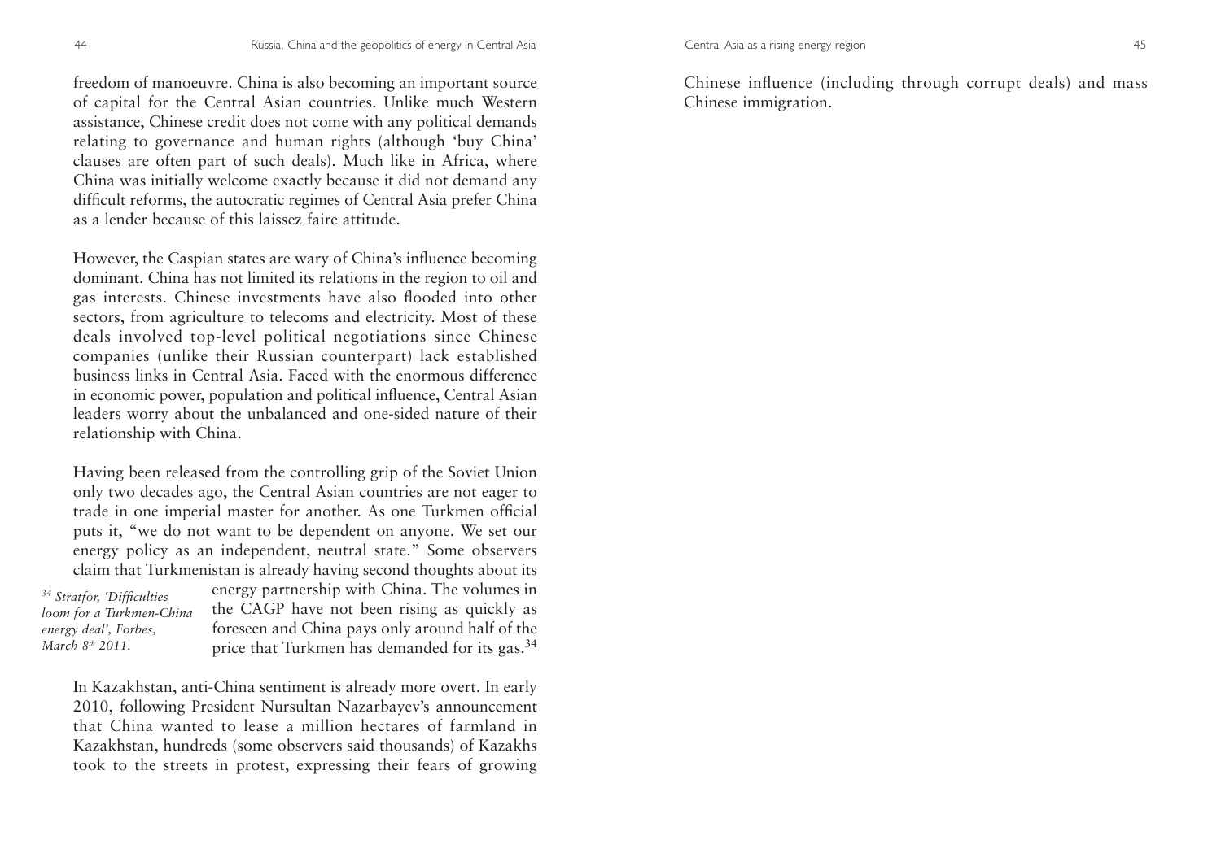freedom of manoeuvre. China is also becoming an important source of capital for the Central Asian countries. Unlike much Western assistance, Chinese credit does not come with any political demands relating to governance and human rights (although 'buy China' clauses are often part of such deals). Much like in Africa, where China was initially welcome exactly because it did not demand any difficult reforms, the autocratic regimes of Central Asia prefer China as a lender because of this laissez faire attitude.

However, the Caspian states are wary of China's influence becoming dominant. China has not limited its relations in the region to oil and gas interests. Chinese investments have also flooded into other sectors, from agriculture to telecoms and electricity. Most of these deals involved top-level political negotiations since Chinese companies (unlike their Russian counterpart) lack established business links in Central Asia. Faced with the enormous difference in economic power, population and political influence, Central Asian leaders worry about the unbalanced and one-sided nature of their relationship with China.

Having been released from the controlling grip of the Soviet Union only two decades ago, the Central Asian countries are not eager to trade in one imperial master for another. As one Turkmen official puts it, "we do not want to be dependent on anyone. We set our energy policy as an independent, neutral state." Some observers claim that Turkmenistan is already having second thoughts about its energy partnership with China. The volumes in the CAGP have not been rising as quickly as foreseen and China pays only around half of the price that Turkmen has demanded for its gas.[34]

[34] *Stratfor, 'Difficulties loom for a Turkmen-China energy deal', Forbes, March 8th 2011.*

In Kazakhstan, anti-China sentiment is already more overt. In early 2010, following President Nursultan Nazarbayev's announcement that China wanted to lease a million hectares of farmland in Kazakhstan, hundreds (some observers said thousands) of Kazakhs took to the streets in protest, expressing their fears of growing Chinese influence (including through corrupt deals) and mass Chinese immigration.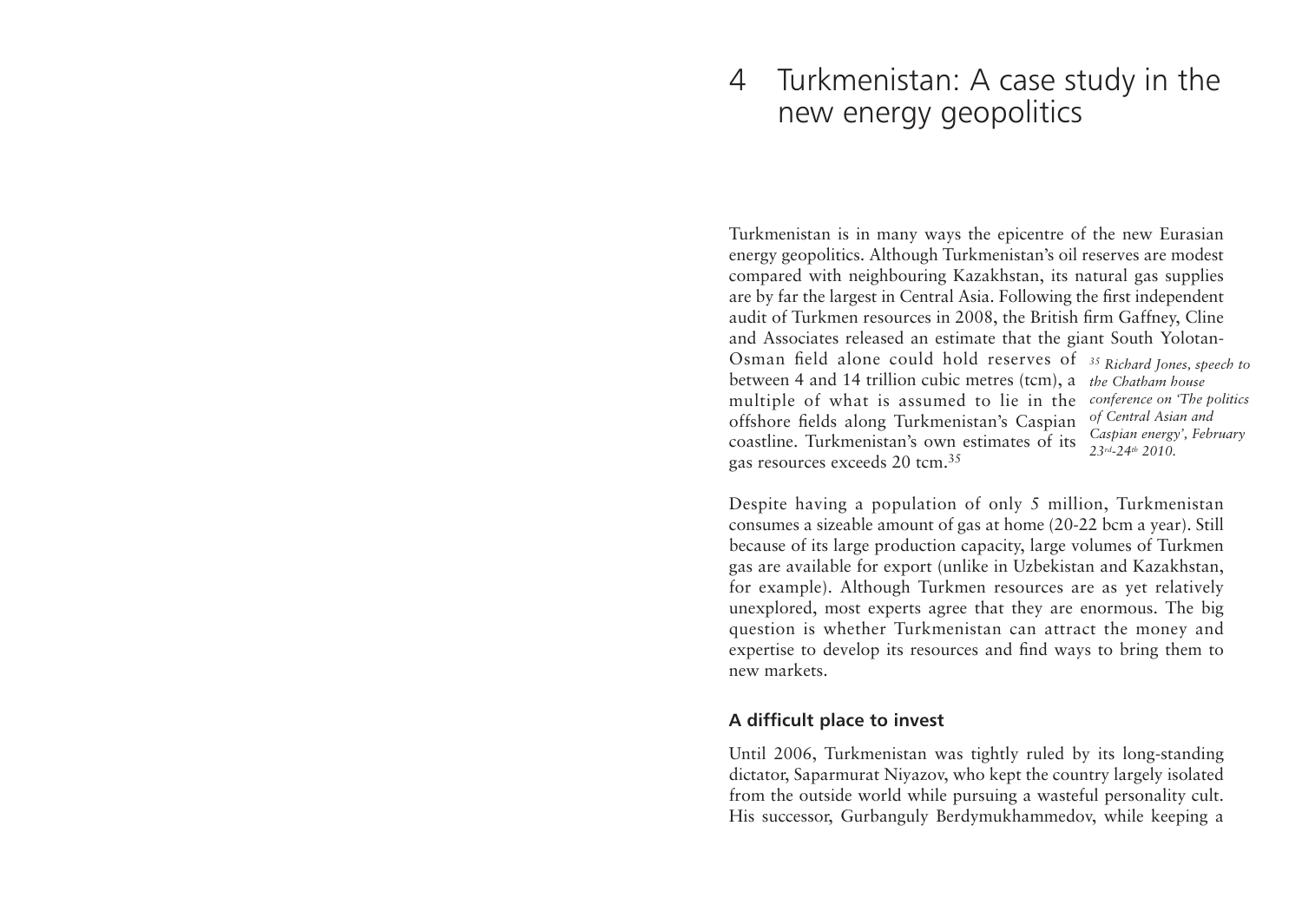# 4 Turkmenistan: A case study in the new energy geopolitics

Turkmenistan is in many ways the epicentre of the new Eurasian energy geopolitics. Although Turkmenistan's oil reserves are modest compared with neighbouring Kazakhstan, its natural gas supplies are by far the largest in Central Asia. Following the first independent audit of Turkmen resources in 2008, the British firm Gaffney, Cline and Associates released an estimate that the giant South Yolotan-Osman field alone could hold reserves of between 4 and 14 trillion cubic metres (tcm), a multiple of what is assumed to lie in the offshore fields along Turkmenistan's Caspian coastline. Turkmenistan's own estimates of its gas resources exceeds 20 tcm.[35]

*[35] Richard Jones, speech to the Chatham house conference on 'The politics of Central Asian and Caspian energy', February 23rd-24th 2010.*

Despite having a population of only 5 million, Turkmenistan consumes a sizeable amount of gas at home (20-22 bcm a year). Still because of its large production capacity, large volumes of Turkmen gas are available for export (unlike in Uzbekistan and Kazakhstan, for example). Although Turkmen resources are as yet relatively unexplored, most experts agree that they are enormous. The big question is whether Turkmenistan can attract the money and expertise to develop its resources and find ways to bring them to new markets.

### A difficult place to invest

Until 2006, Turkmenistan was tightly ruled by its long-standing dictator, Saparmurat Niyazov, who kept the country largely isolated from the outside world while pursuing a wasteful personality cult. His successor, Gurbanguly Berdymukhammedov, while keeping a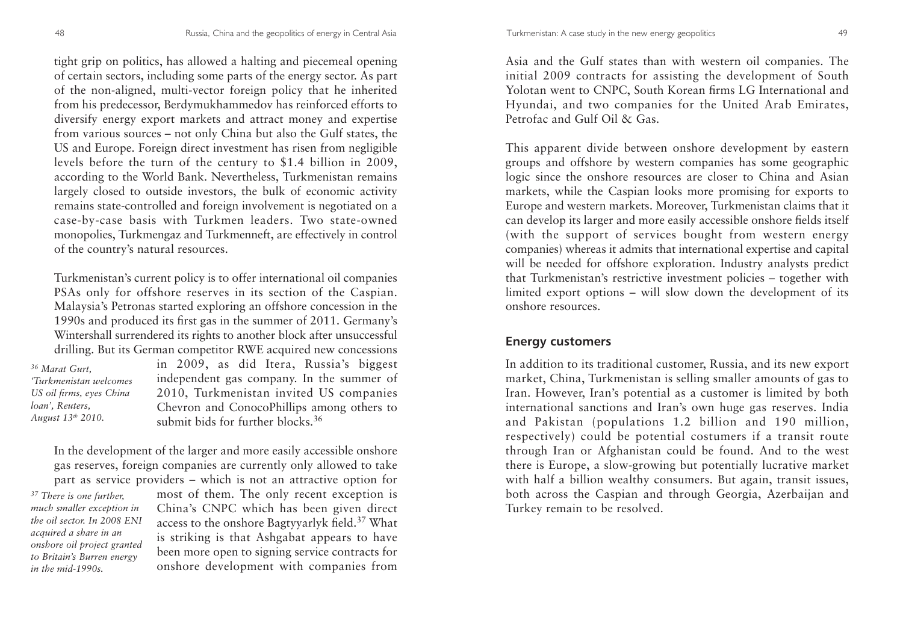tight grip on politics, has allowed a halting and piecemeal opening of certain sectors, including some parts of the energy sector. As part of the non-aligned, multi-vector foreign policy that he inherited from his predecessor, Berdymukhammedov has reinforced efforts to diversify energy export markets and attract money and expertise from various sources – not only China but also the Gulf states, the US and Europe. Foreign direct investment has risen from negligible levels before the turn of the century to $1.4 billion in 2009, according to the World Bank. Nevertheless, Turkmenistan remains largely closed to outside investors, the bulk of economic activity remains state-controlled and foreign involvement is negotiated on a case-by-case basis with Turkmen leaders. Two state-owned monopolies, Turkmengaz and Turkmenneft, are effectively in control of the country's natural resources.

Turkmenistan's current policy is to offer international oil companies PSAs only for offshore reserves in its section of the Caspian. Malaysia's Petronas started exploring an offshore concession in the 1990s and produced its first gas in the summer of 2011. Germany's Wintershall surrendered its rights to another block after unsuccessful drilling. But its German competitor RWE acquired new concessions in 2009, as did Itera, Russia's biggest independent gas company. In the summer of 2010, Turkmenistan invited US companies Chevron and ConocoPhillips among others to submit bids for further blocks.[36]

*[36] Marat Gurt, 'Turkmenistan welcomes US oil firms, eyes China loan', Reuters, August 13th 2010.*

In the development of the larger and more easily accessible onshore gas reserves, foreign companies are currently only allowed to take part as service providers – which is not an attractive option for most of them. The only recent exception is China's CNPC which has been given direct access to the onshore Bagtyyarlyk field.[37] What is striking is that Ashgabat appears to have been more open to signing service contracts for onshore development with companies from Asia and the Gulf states than with western oil companies. The initial 2009 contracts for assisting the development of South Yolotan went to CNPC, South Korean firms LG International and Hyundai, and two companies for the United Arab Emirates, Petrofac and Gulf Oil & Gas.

*[37] There is one further, much smaller exception in the oil sector. In 2008 ENI acquired a share in an onshore oil project granted to Britain's Burren energy in the mid-1990s.*

This apparent divide between onshore development by eastern groups and offshore by western companies has some geographic logic since the onshore resources are closer to China and Asian markets, while the Caspian looks more promising for exports to Europe and western markets. Moreover, Turkmenistan claims that it can develop its larger and more easily accessible onshore fields itself (with the support of services bought from western energy companies) whereas it admits that international expertise and capital will be needed for offshore exploration. Industry analysts predict that Turkmenistan's restrictive investment policies – together with limited export options – will slow down the development of its onshore resources.

## Energy customers

In addition to its traditional customer, Russia, and its new export market, China, Turkmenistan is selling smaller amounts of gas to Iran. However, Iran's potential as a customer is limited by both international sanctions and Iran's own huge gas reserves. India and Pakistan (populations 1.2 billion and 190 million, respectively) could be potential costumers if a transit route through Iran or Afghanistan could be found. And to the west there is Europe, a slow-growing but potentially lucrative market with half a billion wealthy consumers. But again, transit issues, both across the Caspian and through Georgia, Azerbaijan and Turkey remain to be resolved.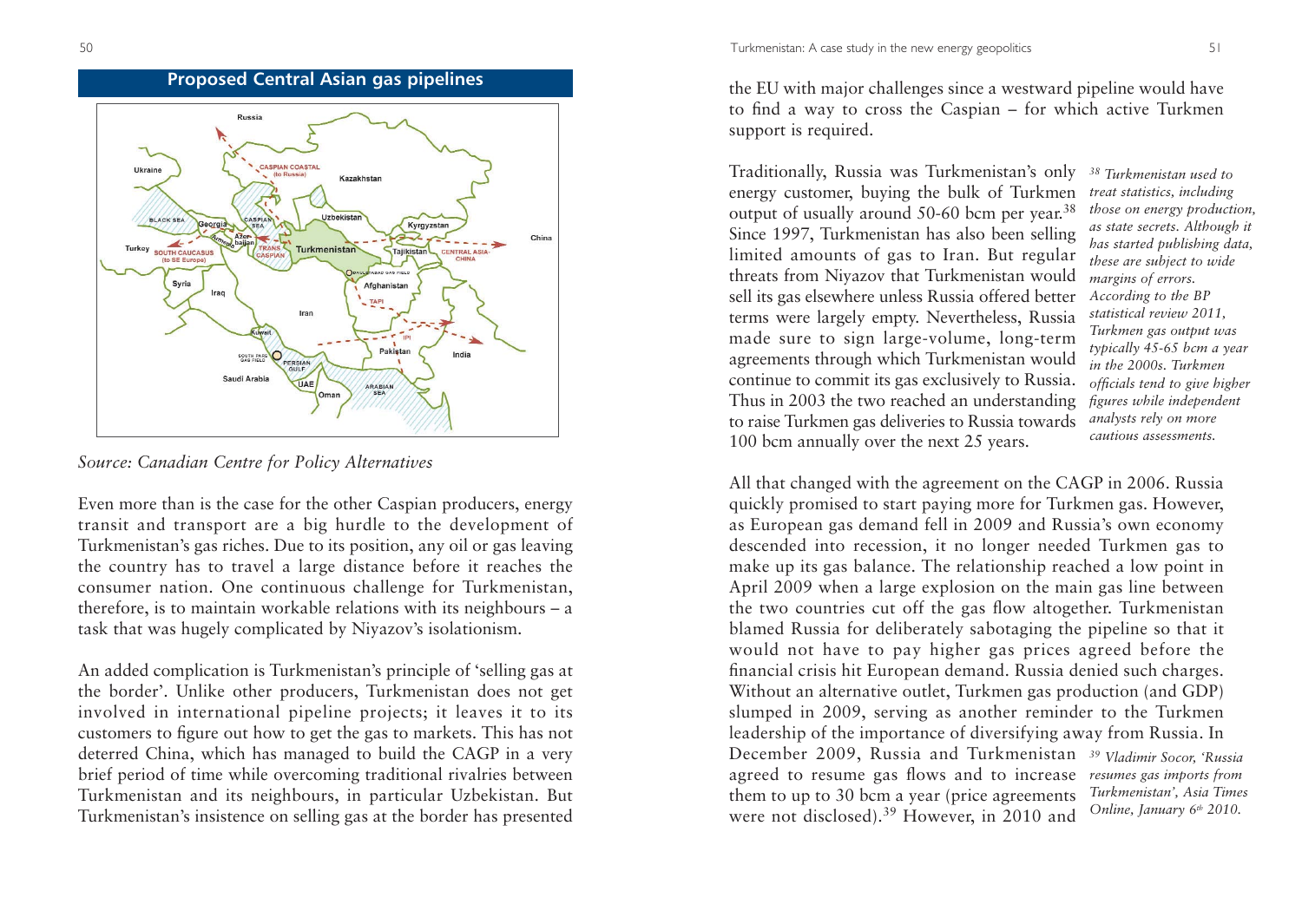## Proposed Central Asian gas pipelines

*Source: Canadian Centre for Policy Alternatives*

Even more than is the case for the other Caspian producers, energy transit and transport are a big hurdle to the development of Turkmenistan's gas riches. Due to its position, any oil or gas leaving the country has to travel a large distance before it reaches the consumer nation. One continuous challenge for Turkmenistan, therefore, is to maintain workable relations with its neighbours – a task that was hugely complicated by Niyazov's isolationism.

An added complication is Turkmenistan's principle of 'selling gas at the border'. Unlike other producers, Turkmenistan does not get involved in international pipeline projects; it leaves it to its customers to figure out how to get the gas to markets. This has not deterred China, which has managed to build the CAGP in a very brief period of time while overcoming traditional rivalries between Turkmenistan and its neighbours, in particular Uzbekistan. But Turkmenistan's insistence on selling gas at the border has presented the EU with major challenges since a westward pipeline would have to find a way to cross the Caspian – for which active Turkmen support is required.

Traditionally, Russia was Turkmenistan's only energy customer, buying the bulk of Turkmen output of usually around 50-60 bcm per year.[38] Since 1997, Turkmenistan has also been selling limited amounts of gas to Iran. But regular threats from Niyazov that Turkmenistan would sell its gas elsewhere unless Russia offered better terms were largely empty. Nevertheless, Russia made sure to sign large-volume, long-term agreements through which Turkmenistan would continue to commit its gas exclusively to Russia. Thus in 2003 the two reached an understanding to raise Turkmen gas deliveries to Russia towards 100 bcm annually over the next 25 years.

All that changed with the agreement on the CAGP in 2006. Russia quickly promised to start paying more for Turkmen gas. However, as European gas demand fell in 2009 and Russia's own economy descended into recession, it no longer needed Turkmen gas to make up its gas balance. The relationship reached a low point in April 2009 when a large explosion on the main gas line between the two countries cut off the gas flow altogether. Turkmenistan blamed Russia for deliberately sabotaging the pipeline so that it would not have to pay higher gas prices agreed before the financial crisis hit European demand. Russia denied such charges. Without an alternative outlet, Turkmen gas production (and GDP) slumped in 2009, serving as another reminder to the Turkmen leadership of the importance of diversifying away from Russia. In December 2009, Russia and Turkmenistan agreed to resume gas flows and to increase them to up to 30 bcm a year (price agreements were not disclosed).[39] However, in 2010 and

*[38] Turkmenistan used to treat statistics, including those on energy production, as state secrets. Although it has started publishing data, these are subject to wide margins of errors. According to the BP statistical review 2011, Turkmen gas output was typically 45-65 bcm a year in the 2000s. Turkmen officials tend to give higher figures while independent analysts rely on more cautious assessments.*

*[39] Vladimir Socor, 'Russia resumes gas imports from Turkmenistan', Asia Times Online, January 6th 2010.*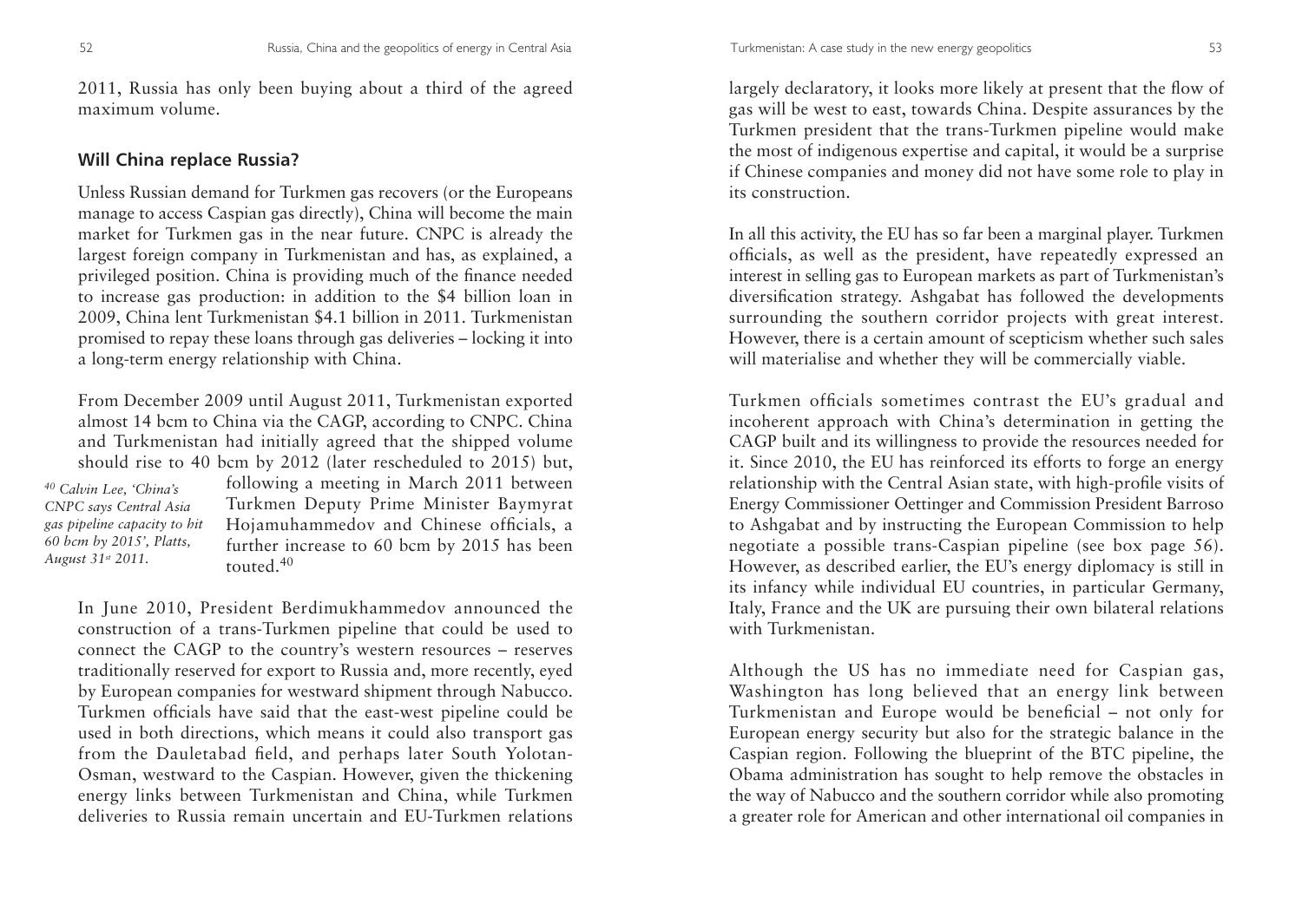2011, Russia has only been buying about a third of the agreed maximum volume.

## Will China replace Russia?

Unless Russian demand for Turkmen gas recovers (or the Europeans manage to access Caspian gas directly), China will become the main market for Turkmen gas in the near future. CNPC is already the largest foreign company in Turkmenistan and has, as explained, a privileged position. China is providing much of the finance needed to increase gas production: in addition to the $4 billion loan in 2009, China lent Turkmenistan $4.1 billion in 2011. Turkmenistan promised to repay these loans through gas deliveries – locking it into a long-term energy relationship with China.

From December 2009 until August 2011, Turkmenistan exported almost 14 bcm to China via the CAGP, according to CNPC. China and Turkmenistan had initially agreed that the shipped volume should rise to 40 bcm by 2012 (later rescheduled to 2015) but, following a meeting in March 2011 between Turkmen Deputy Prime Minister Baymyrat Hojamuhammedov and Chinese officials, a further increase to 60 bcm by 2015 has been touted.[40]

*[40] Calvin Lee, 'China's CNPC says Central Asia gas pipeline capacity to hit 60 bcm by 2015', Platts, August 31st 2011.*

In June 2010, President Berdimukhammedov announced the construction of a trans-Turkmen pipeline that could be used to connect the CAGP to the country's western resources – reserves traditionally reserved for export to Russia and, more recently, eyed by European companies for westward shipment through Nabucco. Turkmen officials have said that the east-west pipeline could be used in both directions, which means it could also transport gas from the Dauletabad field, and perhaps later South Yolotan-Osman, westward to the Caspian. However, given the thickening energy links between Turkmenistan and China, while Turkmen deliveries to Russia remain uncertain and EU-Turkmen relations largely declaratory, it looks more likely at present that the flow of gas will be west to east, towards China. Despite assurances by the Turkmen president that the trans-Turkmen pipeline would make the most of indigenous expertise and capital, it would be a surprise if Chinese companies and money did not have some role to play in its construction.

In all this activity, the EU has so far been a marginal player. Turkmen officials, as well as the president, have repeatedly expressed an interest in selling gas to European markets as part of Turkmenistan's diversification strategy. Ashgabat has followed the developments surrounding the southern corridor projects with great interest. However, there is a certain amount of scepticism whether such sales will materialise and whether they will be commercially viable.

Turkmen officials sometimes contrast the EU's gradual and incoherent approach with China's determination in getting the CAGP built and its willingness to provide the resources needed for it. Since 2010, the EU has reinforced its efforts to forge an energy relationship with the Central Asian state, with high-profile visits of Energy Commissioner Oettinger and Commission President Barroso to Ashgabat and by instructing the European Commission to help negotiate a possible trans-Caspian pipeline (see box page 56). However, as described earlier, the EU's energy diplomacy is still in its infancy while individual EU countries, in particular Germany, Italy, France and the UK are pursuing their own bilateral relations with Turkmenistan.

Although the US has no immediate need for Caspian gas, Washington has long believed that an energy link between Turkmenistan and Europe would be beneficial – not only for European energy security but also for the strategic balance in the Caspian region. Following the blueprint of the BTC pipeline, the Obama administration has sought to help remove the obstacles in the way of Nabucco and the southern corridor while also promoting a greater role for American and other international oil companies in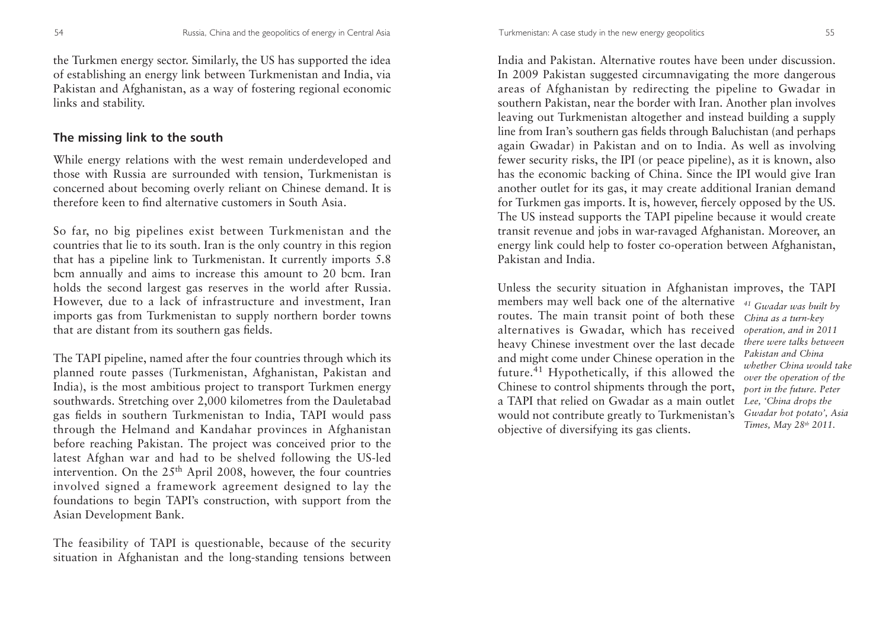the Turkmen energy sector. Similarly, the US has supported the idea of establishing an energy link between Turkmenistan and India, via Pakistan and Afghanistan, as a way of fostering regional economic links and stability.

## The missing link to the south

While energy relations with the west remain underdeveloped and those with Russia are surrounded with tension, Turkmenistan is concerned about becoming overly reliant on Chinese demand. It is therefore keen to find alternative customers in South Asia.

So far, no big pipelines exist between Turkmenistan and the countries that lie to its south. Iran is the only country in this region that has a pipeline link to Turkmenistan. It currently imports 5.8 bcm annually and aims to increase this amount to 20 bcm. Iran holds the second largest gas reserves in the world after Russia. However, due to a lack of infrastructure and investment, Iran imports gas from Turkmenistan to supply northern border towns that are distant from its southern gas fields.

The TAPI pipeline, named after the four countries through which its planned route passes (Turkmenistan, Afghanistan, Pakistan and India), is the most ambitious project to transport Turkmen energy southwards. Stretching over 2,000 kilometres from the Dauletabad gas fields in southern Turkmenistan to India, TAPI would pass through the Helmand and Kandahar provinces in Afghanistan before reaching Pakistan. The project was conceived prior to the latest Afghan war and had to be shelved following the US-led intervention. On the 25th April 2008, however, the four countries involved signed a framework agreement designed to lay the foundations to begin TAPI's construction, with support from the Asian Development Bank.

The feasibility of TAPI is questionable, because of the security situation in Afghanistan and the long-standing tensions between India and Pakistan. Alternative routes have been under discussion. In 2009 Pakistan suggested circumnavigating the more dangerous areas of Afghanistan by redirecting the pipeline to Gwadar in southern Pakistan, near the border with Iran. Another plan involves leaving out Turkmenistan altogether and instead building a supply line from Iran's southern gas fields through Baluchistan (and perhaps again Gwadar) in Pakistan and on to India. As well as involving fewer security risks, the IPI (or peace pipeline), as it is known, also has the economic backing of China. Since the IPI would give Iran another outlet for its gas, it may create additional Iranian demand for Turkmen gas imports. It is, however, fiercely opposed by the US. The US instead supports the TAPI pipeline because it would create transit revenue and jobs in war-ravaged Afghanistan. Moreover, an energy link could help to foster co-operation between Afghanistan, Pakistan and India.

Unless the security situation in Afghanistan improves, the TAPI members may well back one of the alternative routes. The main transit point of both these alternatives is Gwadar, which has received heavy Chinese investment over the last decade and might come under Chinese operation in the future.[41] Hypothetically, if this allowed the Chinese to control shipments through the port, a TAPI that relied on Gwadar as a main outlet would not contribute greatly to Turkmenistan's objective of diversifying its gas clients.

*[41] Gwadar was built by China as a turn-key operation, and in 2011 there were talks between Pakistan and China whether China would take over the operation of the port in the future. Peter Lee, 'China drops the Gwadar hot potato', Asia Times, May 28th 2011.*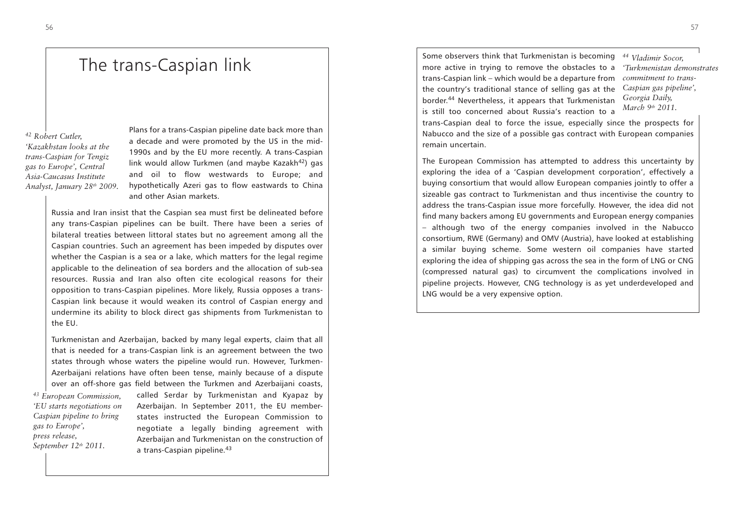# The trans-Caspian link

Plans for a trans-Caspian pipeline date back more than a decade and were promoted by the US in the mid-1990s and by the EU more recently. A trans-Caspian link would allow Turkmen (and maybe Kazakh[42]) gas and oil to flow westwards to Europe; and hypothetically Azeri gas to flow eastwards to China and other Asian markets.

[42] *Robert Cutler, 'Kazakhstan looks at the trans-Caspian for Tengiz gas to Europe', Central Asia-Caucasus Institute Analyst, January 28th 2009.*

Russia and Iran insist that the Caspian sea must first be delineated before any trans-Caspian pipelines can be built. There have been a series of bilateral treaties between littoral states but no agreement among all the Caspian countries. Such an agreement has been impeded by disputes over whether the Caspian is a sea or a lake, which matters for the legal regime applicable to the delineation of sea borders and the allocation of sub-sea resources. Russia and Iran also often cite ecological reasons for their opposition to trans-Caspian pipelines. More likely, Russia opposes a trans-Caspian link because it would weaken its control of Caspian energy and undermine its ability to block direct gas shipments from Turkmenistan to the EU.

Turkmenistan and Azerbaijan, backed by many legal experts, claim that all that is needed for a trans-Caspian link is an agreement between the two states through whose waters the pipeline would run. However, Turkmen-Azerbaijani relations have often been tense, mainly because of a dispute over an off-shore gas field between the Turkmen and Azerbaijani coasts, called Serdar by Turkmenistan and Kyapaz by Azerbaijan. In September 2011, the EU member-states instructed the European Commission to negotiate a legally binding agreement with Azerbaijan and Turkmenistan on the construction of a trans-Caspian pipeline.[43]

[43] *European Commission, 'EU starts negotiations on Caspian pipeline to bring gas to Europe', press release, September 12th 2011.*

Some observers think that Turkmenistan is becoming more active in trying to remove the obstacles to a trans-Caspian link – which would be a departure from the country's traditional stance of selling gas at the border.[44] Nevertheless, it appears that Turkmenistan is still too concerned about Russia's reaction to a trans-Caspian deal to force the issue, especially since the prospects for Nabucco and the size of a possible gas contract with European companies remain uncertain.

[44] *Vladimir Socor, 'Turkmenistan demonstrates commitment to trans-Caspian gas pipeline', Georgia Daily, March 9th 2011.*

The European Commission has attempted to address this uncertainty by exploring the idea of a 'Caspian development corporation', effectively a buying consortium that would allow European companies jointly to offer a sizeable gas contract to Turkmenistan and thus incentivise the country to address the trans-Caspian issue more forcefully. However, the idea did not find many backers among EU governments and European energy companies – although two of the energy companies involved in the Nabucco consortium, RWE (Germany) and OMV (Austria), have looked at establishing a similar buying scheme. Some western oil companies have started exploring the idea of shipping gas across the sea in the form of LNG or CNG (compressed natural gas) to circumvent the complications involved in pipeline projects. However, CNG technology is as yet underdeveloped and LNG would be a very expensive option.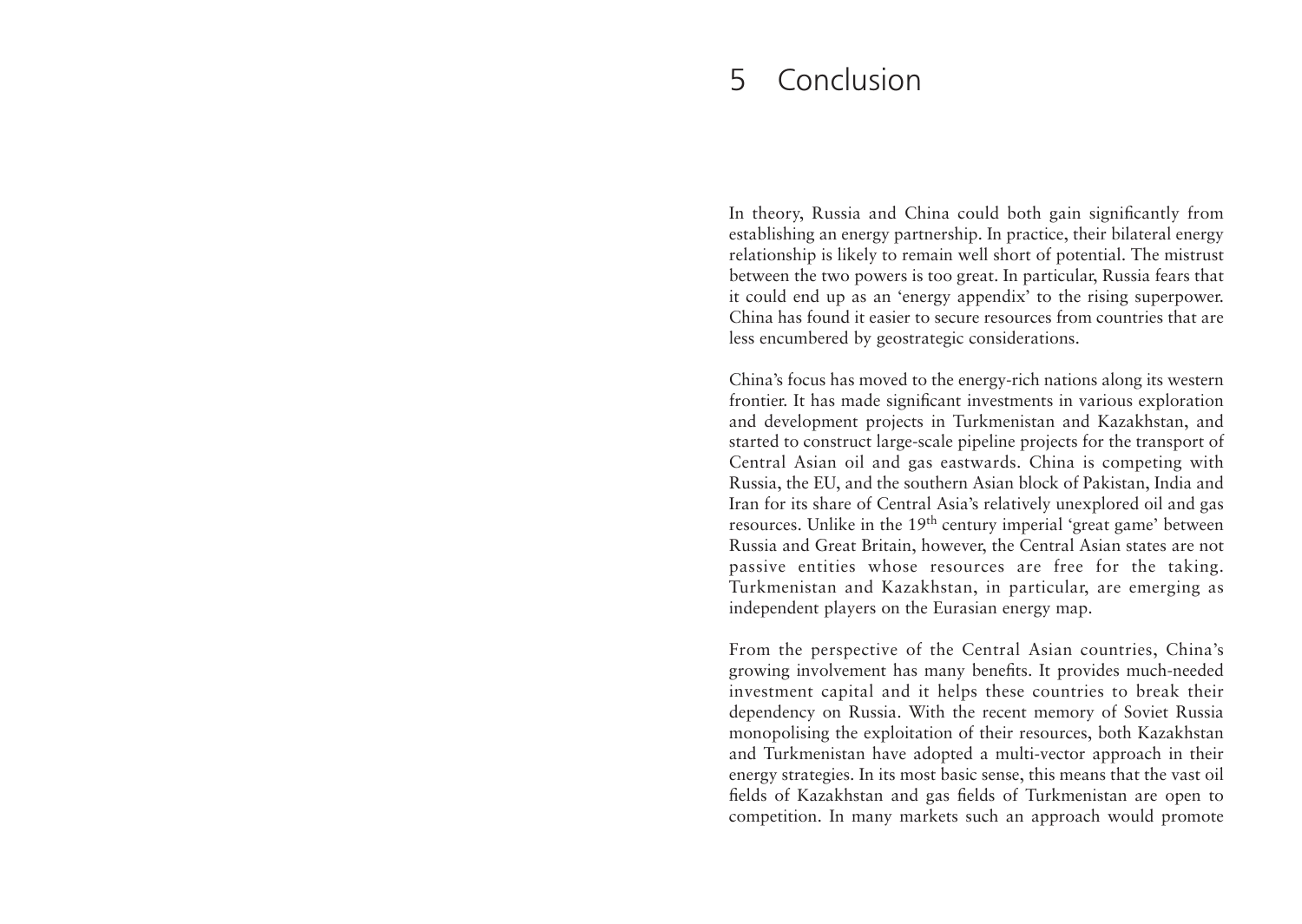# 5 Conclusion

In theory, Russia and China could both gain significantly from establishing an energy partnership. In practice, their bilateral energy relationship is likely to remain well short of potential. The mistrust between the two powers is too great. In particular, Russia fears that it could end up as an 'energy appendix' to the rising superpower. China has found it easier to secure resources from countries that are less encumbered by geostrategic considerations.

China's focus has moved to the energy-rich nations along its western frontier. It has made significant investments in various exploration and development projects in Turkmenistan and Kazakhstan, and started to construct large-scale pipeline projects for the transport of Central Asian oil and gas eastwards. China is competing with Russia, the EU, and the southern Asian block of Pakistan, India and Iran for its share of Central Asia's relatively unexplored oil and gas resources. Unlike in the 19th century imperial 'great game' between Russia and Great Britain, however, the Central Asian states are not passive entities whose resources are free for the taking. Turkmenistan and Kazakhstan, in particular, are emerging as independent players on the Eurasian energy map.

From the perspective of the Central Asian countries, China's growing involvement has many benefits. It provides much-needed investment capital and it helps these countries to break their dependency on Russia. With the recent memory of Soviet Russia monopolising the exploitation of their resources, both Kazakhstan and Turkmenistan have adopted a multi-vector approach in their energy strategies. In its most basic sense, this means that the vast oil fields of Kazakhstan and gas fields of Turkmenistan are open to competition. In many markets such an approach would promote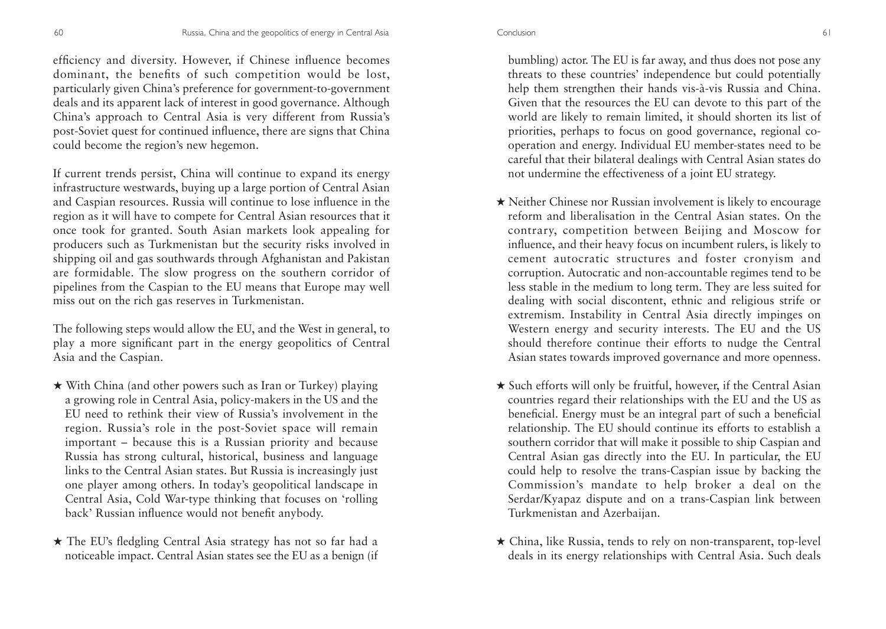efficiency and diversity. However, if Chinese influence becomes dominant, the benefits of such competition would be lost, particularly given China's preference for government-to-government deals and its apparent lack of interest in good governance. Although China's approach to Central Asia is very different from Russia's post-Soviet quest for continued influence, there are signs that China could become the region's new hegemon.

If current trends persist, China will continue to expand its energy infrastructure westwards, buying up a large portion of Central Asian and Caspian resources. Russia will continue to lose influence in the region as it will have to compete for Central Asian resources that it once took for granted. South Asian markets look appealing for producers such as Turkmenistan but the security risks involved in shipping oil and gas southwards through Afghanistan and Pakistan are formidable. The slow progress on the southern corridor of pipelines from the Caspian to the EU means that Europe may well miss out on the rich gas reserves in Turkmenistan.

The following steps would allow the EU, and the West in general, to play a more significant part in the energy geopolitics of Central Asia and the Caspian.

★ With China (and other powers such as Iran or Turkey) playing a growing role in Central Asia, policy-makers in the US and the EU need to rethink their view of Russia's involvement in the region. Russia's role in the post-Soviet space will remain important – because this is a Russian priority and because Russia has strong cultural, historical, business and language links to the Central Asian states. But Russia is increasingly just one player among others. In today's geopolitical landscape in Central Asia, Cold War-type thinking that focuses on 'rolling back' Russian influence would not benefit anybody.

★ The EU's fledgling Central Asia strategy has not so far had a noticeable impact. Central Asian states see the EU as a benign (if bumbling) actor. The EU is far away, and thus does not pose any threats to these countries' independence but could potentially help them strengthen their hands vis-à-vis Russia and China. Given that the resources the EU can devote to this part of the world are likely to remain limited, it should shorten its list of priorities, perhaps to focus on good governance, regional co-operation and energy. Individual EU member-states need to be careful that their bilateral dealings with Central Asian states do not undermine the effectiveness of a joint EU strategy.

★ Neither Chinese nor Russian involvement is likely to encourage reform and liberalisation in the Central Asian states. On the contrary, competition between Beijing and Moscow for influence, and their heavy focus on incumbent rulers, is likely to cement autocratic structures and foster cronyism and corruption. Autocratic and non-accountable regimes tend to be less stable in the medium to long term. They are less suited for dealing with social discontent, ethnic and religious strife or extremism. Instability in Central Asia directly impinges on Western energy and security interests. The EU and the US should therefore continue their efforts to nudge the Central Asian states towards improved governance and more openness.

★ Such efforts will only be fruitful, however, if the Central Asian countries regard their relationships with the EU and the US as beneficial. Energy must be an integral part of such a beneficial relationship. The EU should continue its efforts to establish a southern corridor that will make it possible to ship Caspian and Central Asian gas directly into the EU. In particular, the EU could help to resolve the trans-Caspian issue by backing the Commission's mandate to help broker a deal on the Serdar/Kyapaz dispute and on a trans-Caspian link between Turkmenistan and Azerbaijan.

★ China, like Russia, tends to rely on non-transparent, top-level deals in its energy relationships with Central Asia. Such deals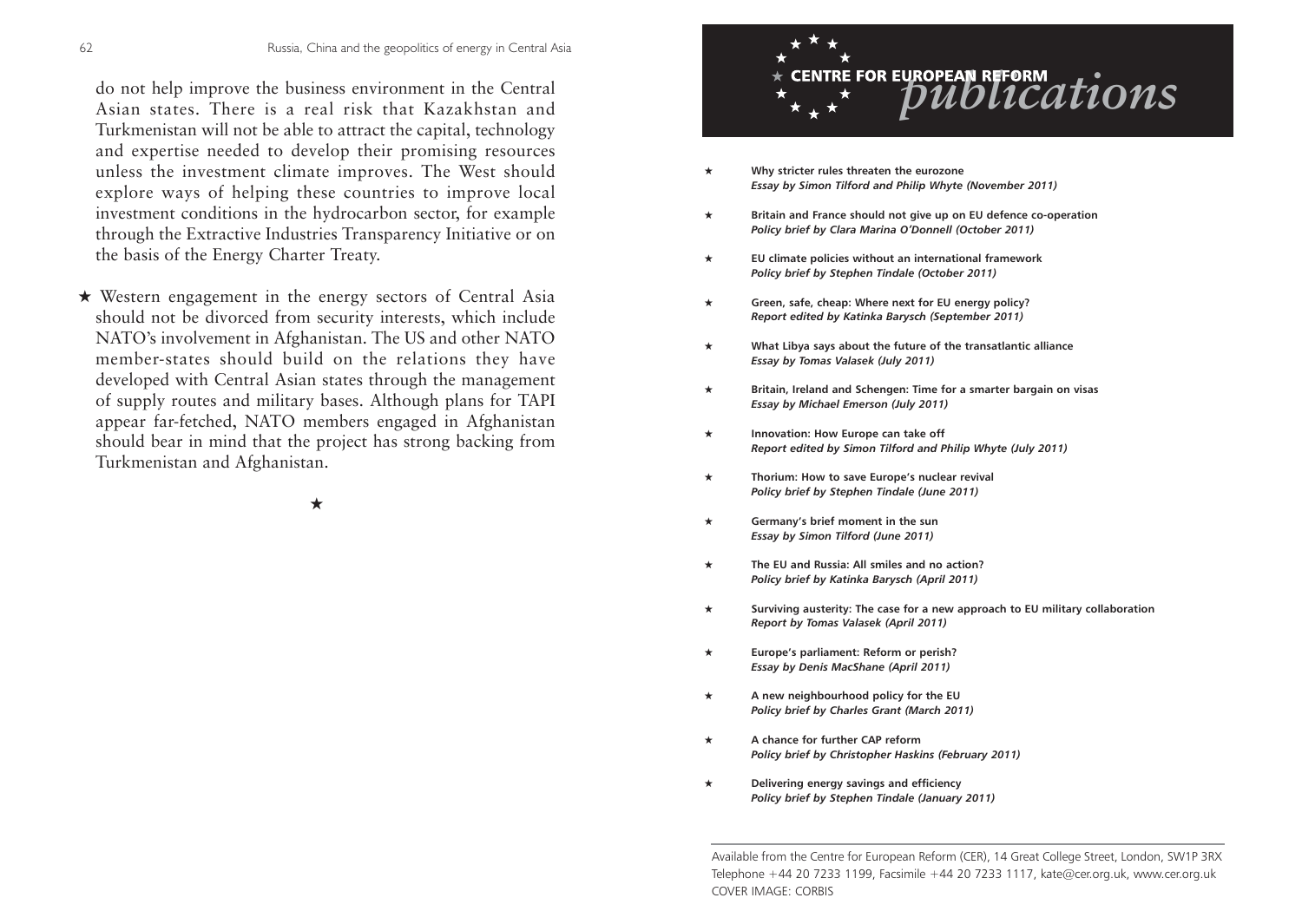do not help improve the business environment in the Central Asian states. There is a real risk that Kazakhstan and Turkmenistan will not be able to attract the capital, technology and expertise needed to develop their promising resources unless the investment climate improves. The West should explore ways of helping these countries to improve local investment conditions in the hydrocarbon sector, for example through the Extractive Industries Transparency Initiative or on the basis of the Energy Charter Treaty.

★ Western engagement in the energy sectors of Central Asia should not be divorced from security interests, which include NATO's involvement in Afghanistan. The US and other NATO member-states should build on the relations they have developed with Central Asian states through the management of supply routes and military bases. Although plans for TAPI appear far-fetched, NATO members engaged in Afghanistan should bear in mind that the project has strong backing from Turkmenistan and Afghanistan.

★

# CENTRE FOR EUROPEAN REFORM *publications*

- ★ **Why stricter rules threaten the eurozone**
  ***Essay by Simon Tilford and Philip Whyte (November 2011)***
- ★ **Britain and France should not give up on EU defence co-operation**
  ***Policy brief by Clara Marina O'Donnell (October 2011)***
- ★ **EU climate policies without an international framework**
  ***Policy brief by Stephen Tindale (October 2011)***
- ★ **Green, safe, cheap: Where next for EU energy policy?**
  ***Report edited by Katinka Barysch (September 2011)***
- ★ **What Libya says about the future of the transatlantic alliance**
  ***Essay by Tomas Valasek (July 2011)***
- ★ **Britain, Ireland and Schengen: Time for a smarter bargain on visas**
  ***Essay by Michael Emerson (July 2011)***
- ★ **Innovation: How Europe can take off**
  ***Report edited by Simon Tilford and Philip Whyte (July 2011)***
- ★ **Thorium: How to save Europe's nuclear revival**
  ***Policy brief by Stephen Tindale (June 2011)***
- ★ **Germany's brief moment in the sun**
  ***Essay by Simon Tilford (June 2011)***
- ★ **The EU and Russia: All smiles and no action?**
  ***Policy brief by Katinka Barysch (April 2011)***
- ★ **Surviving austerity: The case for a new approach to EU military collaboration**
  ***Report by Tomas Valasek (April 2011)***
- ★ **Europe's parliament: Reform or perish?**
  ***Essay by Denis MacShane (April 2011)***
- ★ **A new neighbourhood policy for the EU**
  ***Policy brief by Charles Grant (March 2011)***
- ★ **A chance for further CAP reform**
  ***Policy brief by Christopher Haskins (February 2011)***
- ★ **Delivering energy savings and efficiency**
  ***Policy brief by Stephen Tindale (January 2011)***

Available from the Centre for European Reform (CER), 14 Great College Street, London, SW1P 3RX
Telephone +44 20 7233 1199, Facsimile +44 20 7233 1117, kate@cer.org.uk, www.cer.org.uk
COVER IMAGE: CORBIS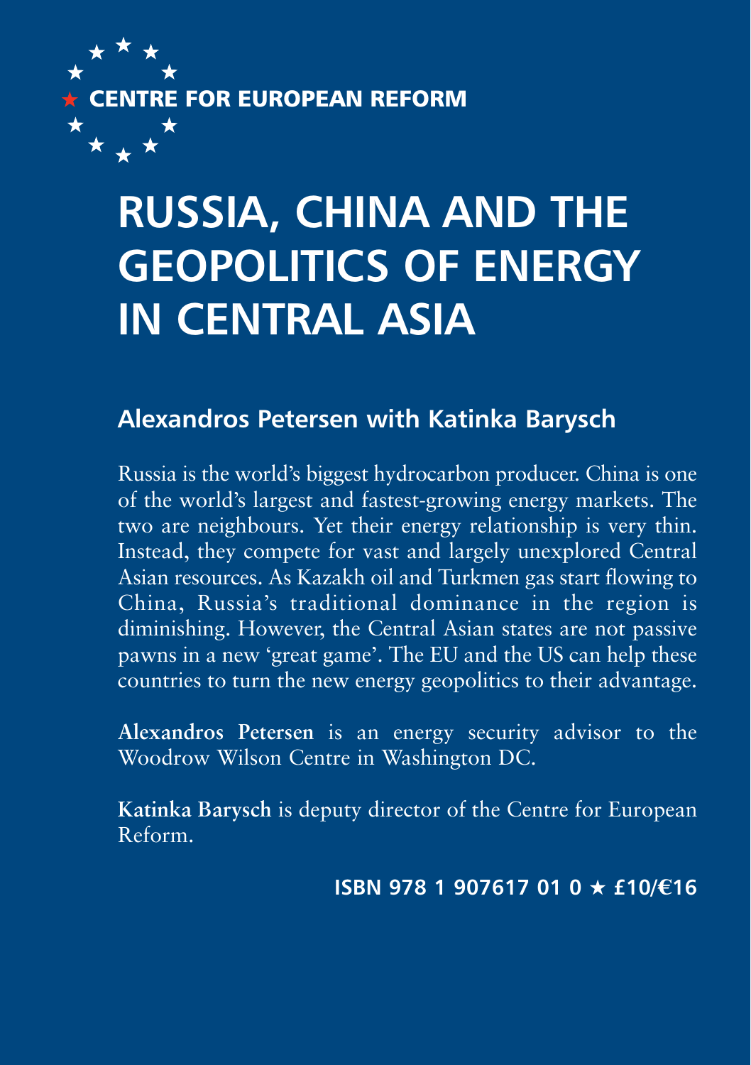CENTRE FOR EUROPEAN REFORM

# RUSSIA, CHINA AND THE GEOPOLITICS OF ENERGY IN CENTRAL ASIA

## Alexandros Petersen with Katinka Barysch

Russia is the world's biggest hydrocarbon producer. China is one of the world's largest and fastest-growing energy markets. The two are neighbours. Yet their energy relationship is very thin. Instead, they compete for vast and largely unexplored Central Asian resources. As Kazakh oil and Turkmen gas start flowing to China, Russia's traditional dominance in the region is diminishing. However, the Central Asian states are not passive pawns in a new 'great game'. The EU and the US can help these countries to turn the new energy geopolitics to their advantage.

**Alexandros Petersen** is an energy security advisor to the Woodrow Wilson Centre in Washington DC.

**Katinka Barysch** is deputy director of the Centre for European Reform.

**ISBN 978 1 907617 01 0 ★ £10/€16**